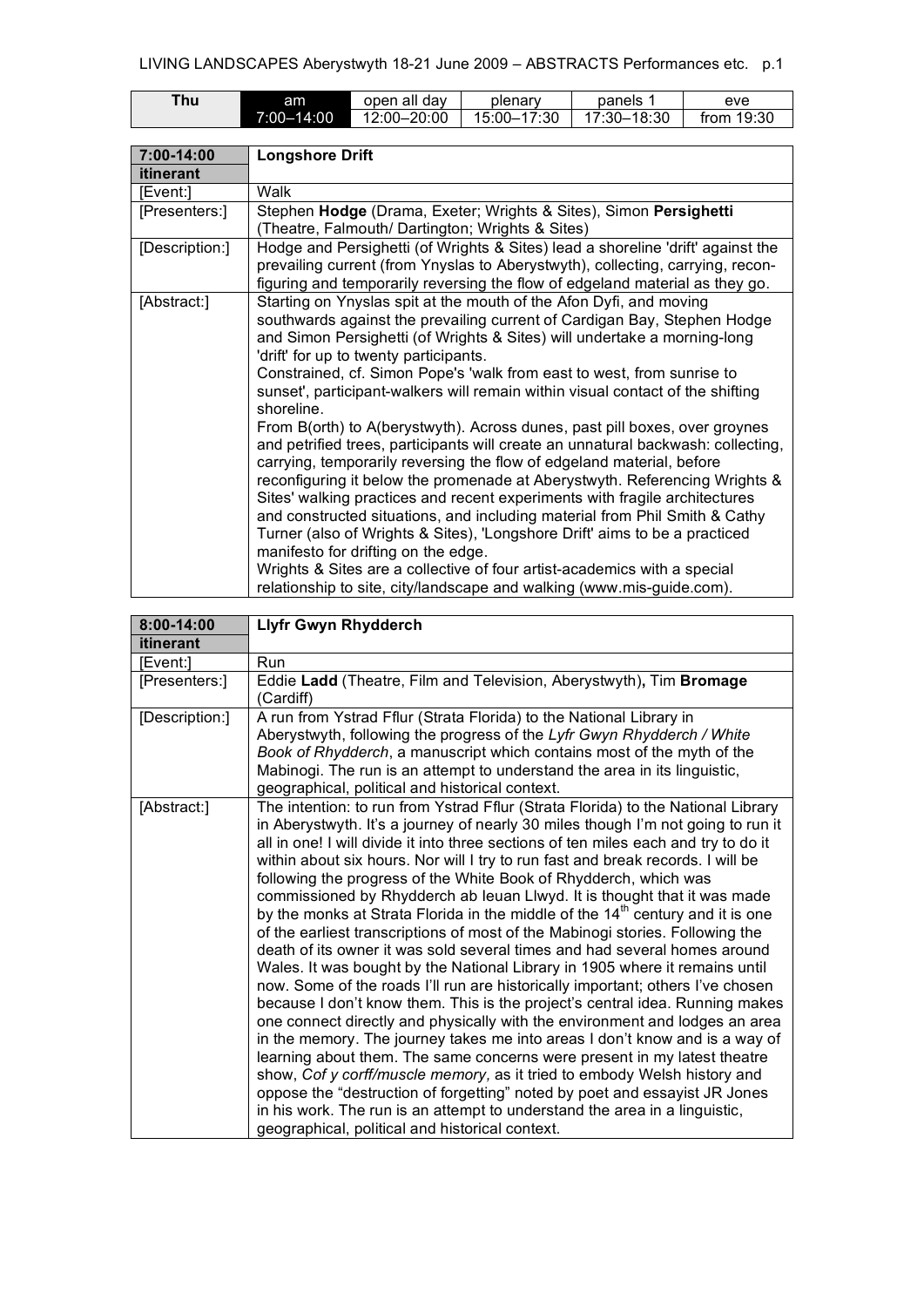| Thu | am | open all day | plenary | panels 1 | eve |
|---|---|---|---|---|---|
| | 7:00–14:00 | 12:00–20:00 | 15:00–17:30 | 17:30–18:30 | from 19:30 |

| 7:00-14:00 | Longshore Drift |
|---|---|
| itinerant | |
| [Event:] | Walk |
| [Presenters:] | Stephen **Hodge** (Drama, Exeter; Wrights & Sites), Simon **Persighetti** (Theatre, Falmouth/ Dartington; Wrights & Sites) |
| [Description:] | Hodge and Persighetti (of Wrights & Sites) lead a shoreline 'drift' against the prevailing current (from Ynyslas to Aberystwyth), collecting, carrying, recon-figuring and temporarily reversing the flow of edgeland material as they go. |
| [Abstract:] | Starting on Ynyslas spit at the mouth of the Afon Dyfi, and moving southwards against the prevailing current of Cardigan Bay, Stephen Hodge and Simon Persighetti (of Wrights & Sites) will undertake a morning-long 'drift' for up to twenty participants. <br> Constrained, cf. Simon Pope's 'walk from east to west, from sunrise to sunset', participant-walkers will remain within visual contact of the shifting shoreline. <br> From B(orth) to A(berystwyth). Across dunes, past pill boxes, over groynes and petrified trees, participants will create an unnatural backwash: collecting, carrying, temporarily reversing the flow of edgeland material, before reconfiguring it below the promenade at Aberystwyth. Referencing Wrights & Sites' walking practices and recent experiments with fragile architectures and constructed situations, and including material from Phil Smith & Cathy Turner (also of Wrights & Sites), 'Longshore Drift' aims to be a practiced manifesto for drifting on the edge. <br> Wrights & Sites are a collective of four artist-academics with a special relationship to site, city/landscape and walking (www.mis-guide.com). |

| 8:00-14:00 | Llyfr Gwyn Rhydderch |
|---|---|
| itinerant | |
| [Event:] | Run |
| [Presenters:] | Eddie **Ladd** (Theatre, Film and Television, Aberystwyth), Tim **Bromage** (Cardiff) |
| [Description:] | A run from Ystrad Fflur (Strata Florida) to the National Library in Aberystwyth, following the progress of the *Lyfr Gwyn Rhydderch / White Book of Rhydderch*, a manuscript which contains most of the myth of the Mabinogi. The run is an attempt to understand the area in its linguistic, geographical, political and historical context. |
| [Abstract:] | The intention: to run from Ystrad Fflur (Strata Florida) to the National Library in Aberystwyth. It's a journey of nearly 30 miles though I'm not going to run it all in one! I will divide it into three sections of ten miles each and try to do it within about six hours. Nor will I try to run fast and break records. I will be following the progress of the White Book of Rhydderch, which was commissioned by Rhydderch ab Ieuan Llwyd. It is thought that it was made by the monks at Strata Florida in the middle of the 14th century and it is one of the earliest transcriptions of most of the Mabinogi stories. Following the death of its owner it was sold several times and had several homes around Wales. It was bought by the National Library in 1905 where it remains until now. Some of the roads I'll run are historically important; others I've chosen because I don't know them. This is the project's central idea. Running makes one connect directly and physically with the environment and lodges an area in the memory. The journey takes me into areas I don't know and is a way of learning about them. The same concerns were present in my latest theatre show, *Cof y corff/muscle memory,* as it tried to embody Welsh history and oppose the "destruction of forgetting" noted by poet and essayist JR Jones in his work. The run is an attempt to understand the area in a linguistic, geographical, political and historical context. |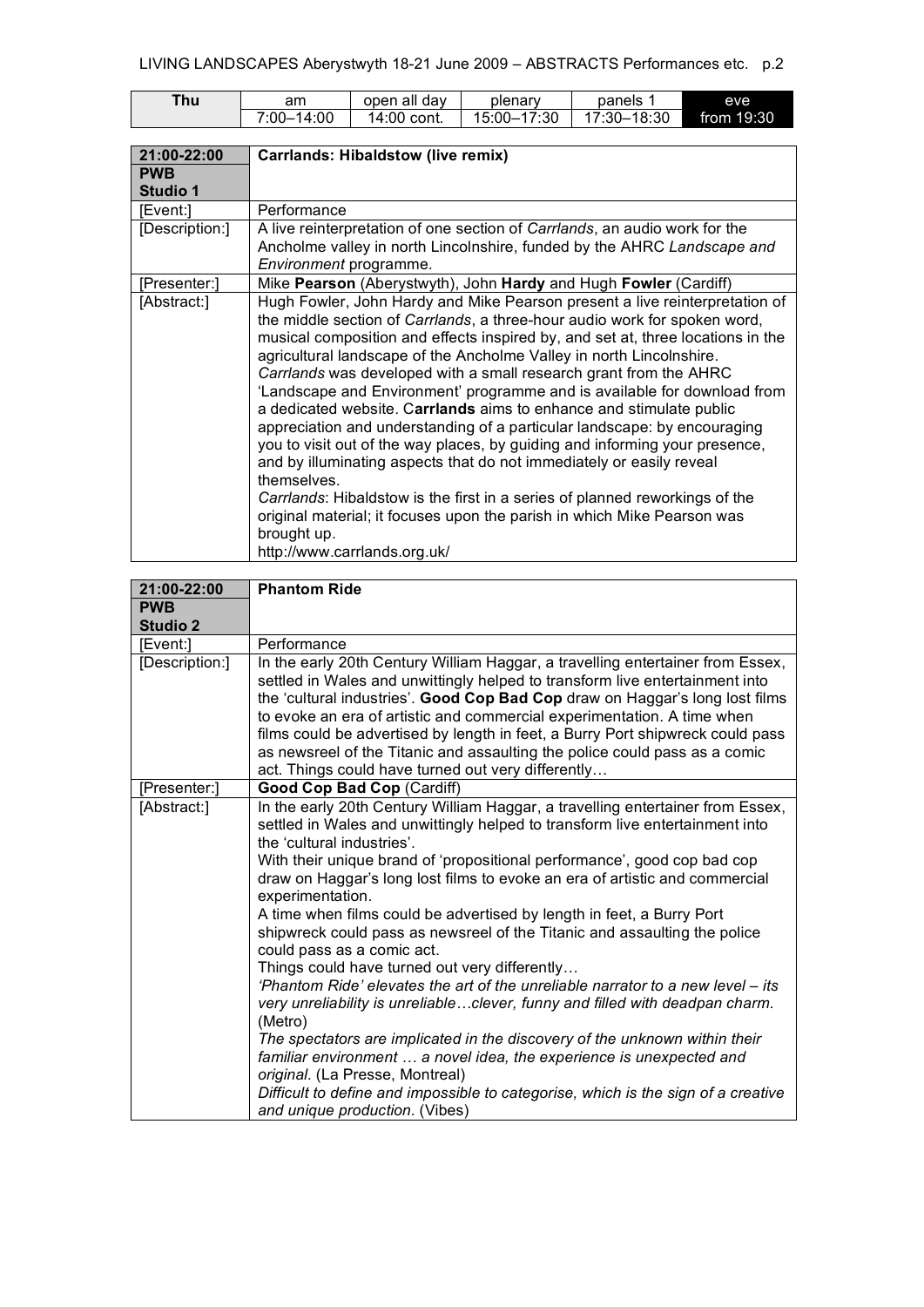| Thu | am | open all day | plenary | panels 1 | eve |
|---|---|---|---|---|---|
| | 7:00–14:00 | 14:00 cont. | 15:00–17:30 | 17:30–18:30 | from 19:30 |

| 21:00-22:00 PWB Studio 1 | Carrlands: Hibaldstow (live remix) |
|---|---|
| [Event:] | Performance |
| [Description:] | A live reinterpretation of one section of *Carrlands*, an audio work for the Ancholme valley in north Lincolnshire, funded by the AHRC *Landscape and Environment* programme. |
| [Presenter:] | Mike **Pearson** (Aberystwyth), John **Hardy** and Hugh **Fowler** (Cardiff) |
| [Abstract:] | Hugh Fowler, John Hardy and Mike Pearson present a live reinterpretation of the middle section of *Carrlands*, a three-hour audio work for spoken word, musical composition and effects inspired by, and set at, three locations in the agricultural landscape of the Ancholme Valley in north Lincolnshire. *Carrlands* was developed with a small research grant from the AHRC 'Landscape and Environment' programme and is available for download from a dedicated website. C**arrlands** aims to enhance and stimulate public appreciation and understanding of a particular landscape: by encouraging you to visit out of the way places, by guiding and informing your presence, and by illuminating aspects that do not immediately or easily reveal themselves.<br>*Carrlands*: Hibaldstow is the first in a series of planned reworkings of the original material; it focuses upon the parish in which Mike Pearson was brought up.<br>http://www.carrlands.org.uk/ |

| 21:00-22:00 PWB Studio 2 | Phantom Ride |
|---|---|
| [Event:] | Performance |
| [Description:] | In the early 20th Century William Haggar, a travelling entertainer from Essex, settled in Wales and unwittingly helped to transform live entertainment into the 'cultural industries'. **Good Cop Bad Cop** draw on Haggar's long lost films to evoke an era of artistic and commercial experimentation. A time when films could be advertised by length in feet, a Burry Port shipwreck could pass as newsreel of the Titanic and assaulting the police could pass as a comic act. Things could have turned out very differently… |
| [Presenter:] | **Good Cop Bad Cop** (Cardiff) |
| [Abstract:] | In the early 20th Century William Haggar, a travelling entertainer from Essex, settled in Wales and unwittingly helped to transform live entertainment into the 'cultural industries'.<br>With their unique brand of 'propositional performance', good cop bad cop draw on Haggar's long lost films to evoke an era of artistic and commercial experimentation.<br>A time when films could be advertised by length in feet, a Burry Port shipwreck could pass as newsreel of the Titanic and assaulting the police could pass as a comic act.<br>Things could have turned out very differently…<br>*'Phantom Ride' elevates the art of the unreliable narrator to a new level – its very unreliability is unreliable…clever, funny and filled with deadpan charm.* (Metro)<br>*The spectators are implicated in the discovery of the unknown within their familiar environment … a novel idea, the experience is unexpected and original.* (La Presse, Montreal)<br>*Difficult to define and impossible to categorise, which is the sign of a creative and unique production.* (Vibes) |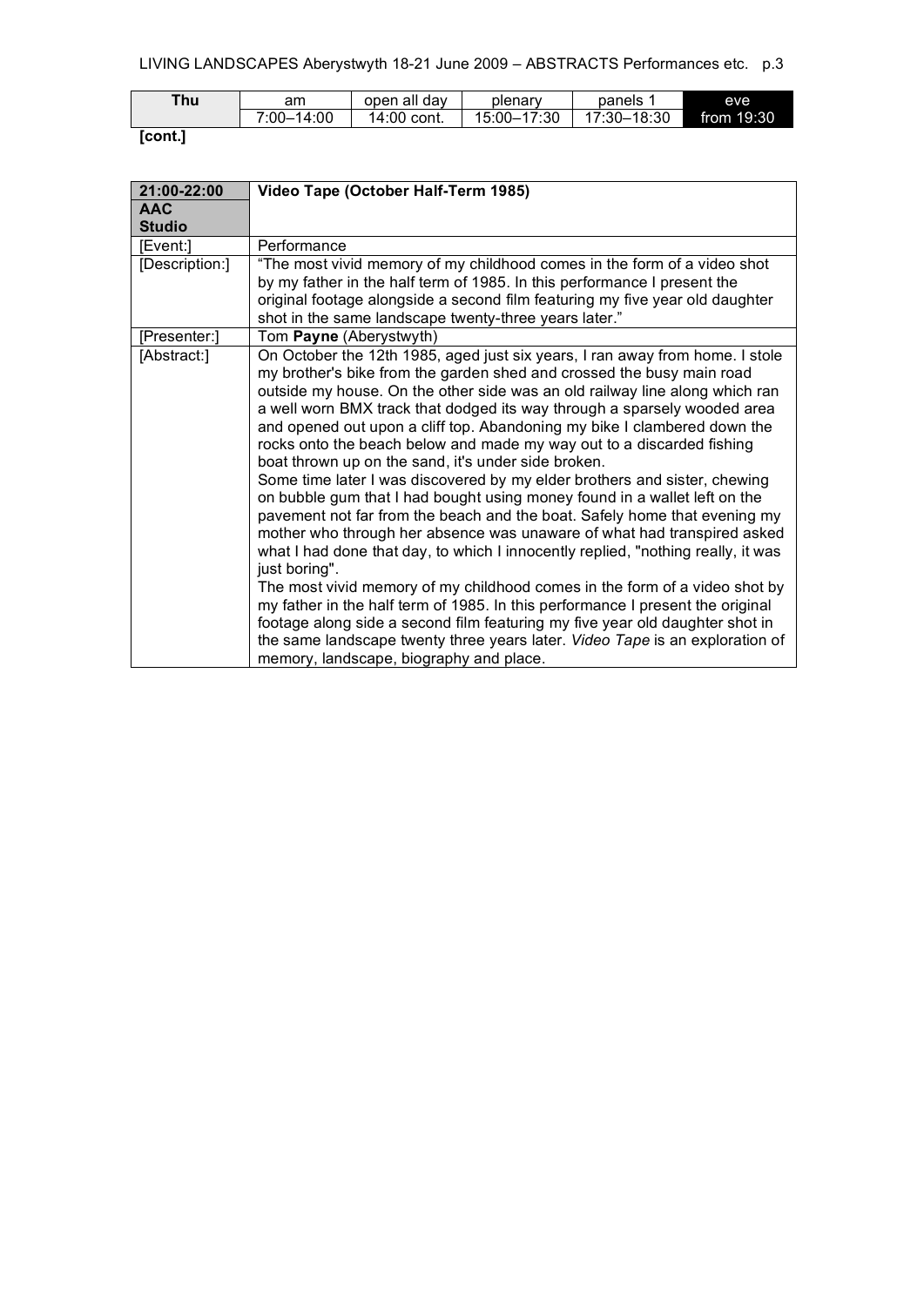| Thu | am | open all day | plenary | panels 1 | eve |
|---|---|---|---|---|---|
| | 7:00–14:00 | 14:00 cont. | 15:00–17:30 | 17:30–18:30 | from 19:30 |

**[cont.]**

| **21:00-22:00 AAC Studio** | **Video Tape (October Half-Term 1985)** |
|---|---|
| [Event:] | Performance |
| [Description:] | "The most vivid memory of my childhood comes in the form of a video shot by my father in the half term of 1985. In this performance I present the original footage alongside a second film featuring my five year old daughter shot in the same landscape twenty-three years later." |
| [Presenter:] | Tom **Payne** (Aberystwyth) |
| [Abstract:] | On October the 12th 1985, aged just six years, I ran away from home. I stole my brother's bike from the garden shed and crossed the busy main road outside my house. On the other side was an old railway line along which ran a well worn BMX track that dodged its way through a sparsely wooded area and opened out upon a cliff top. Abandoning my bike I clambered down the rocks onto the beach below and made my way out to a discarded fishing boat thrown up on the sand, it's under side broken.<br>Some time later I was discovered by my elder brothers and sister, chewing on bubble gum that I had bought using money found in a wallet left on the pavement not far from the beach and the boat. Safely home that evening my mother who through her absence was unaware of what had transpired asked what I had done that day, to which I innocently replied, "nothing really, it was just boring".<br>The most vivid memory of my childhood comes in the form of a video shot by my father in the half term of 1985. In this performance I present the original footage along side a second film featuring my five year old daughter shot in the same landscape twenty three years later. *Video Tape* is an exploration of memory, landscape, biography and place. |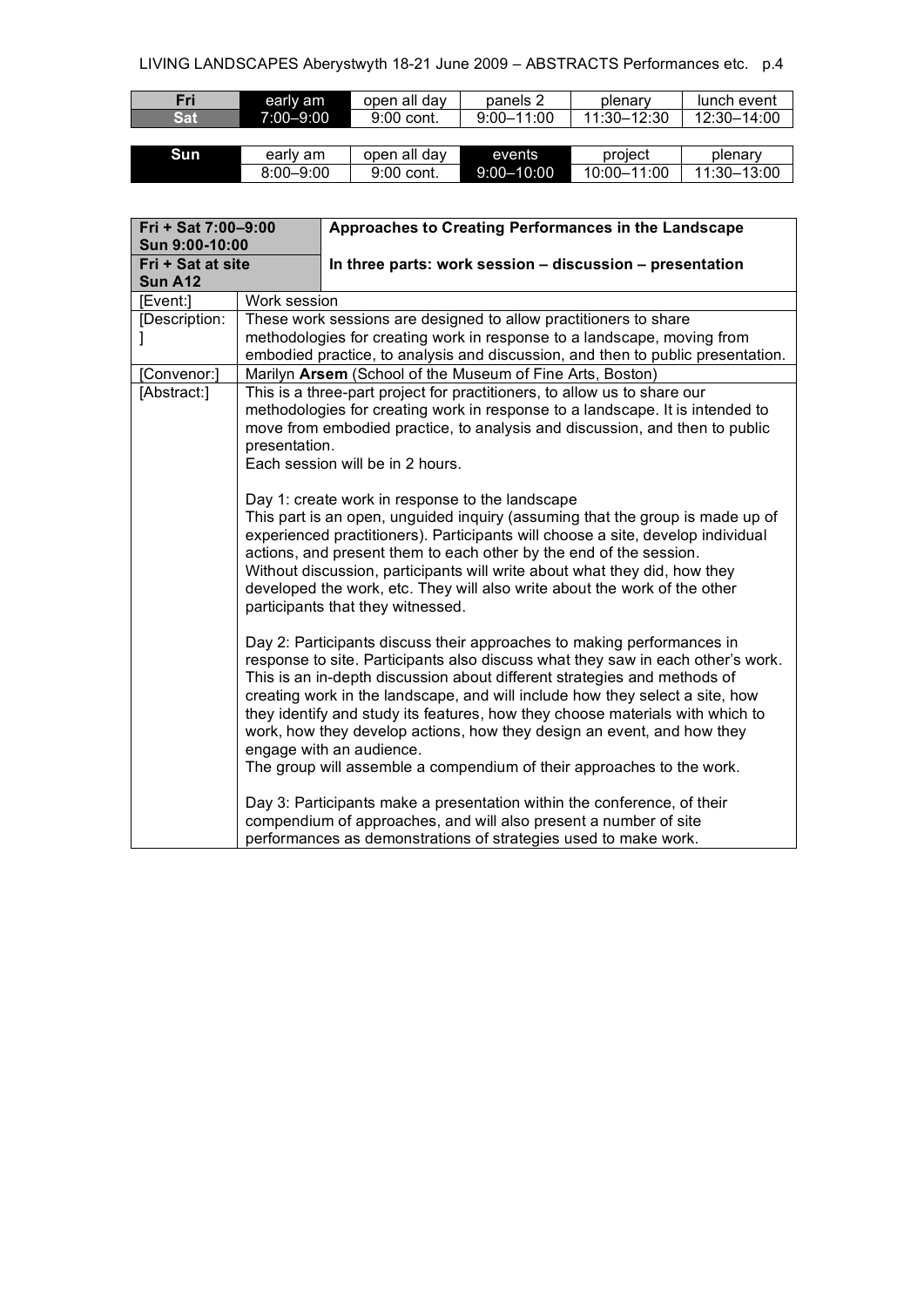| Fri | early am | open all day | panels 2 | plenary | lunch event |
|---|---|---|---|---|---|
| Sat | 7:00–9:00 | 9:00 cont. | 9:00–11:00 | 11:30–12:30 | 12:30–14:00 |

| Sun | early am | open all day | events | project | plenary |
|---|---|---|---|---|---|
| | 8:00–9:00 | 9:00 cont. | 9:00–10:00 | 10:00–11:00 | 11:30–13:00 |

| **Fri + Sat 7:00–9:00 Sun 9:00-10:00** | **Approaches to Creating Performances in the Landscape** |
|---|---|
| **Fri + Sat at site Sun A12** | **In three parts: work session – discussion – presentation** |
| [Event:] | Work session |
| [Description:] | These work sessions are designed to allow practitioners to share methodologies for creating work in response to a landscape, moving from embodied practice, to analysis and discussion, and then to public presentation. |
| [Convenor:] | Marilyn **Arsem** (School of the Museum of Fine Arts, Boston) |
| [Abstract:] | This is a three-part project for practitioners, to allow us to share our methodologies for creating work in response to a landscape. It is intended to move from embodied practice, to analysis and discussion, and then to public presentation.<br>Each session will be in 2 hours.<br><br>Day 1: create work in response to the landscape<br>This part is an open, unguided inquiry (assuming that the group is made up of experienced practitioners). Participants will choose a site, develop individual actions, and present them to each other by the end of the session.<br>Without discussion, participants will write about what they did, how they developed the work, etc. They will also write about the work of the other participants that they witnessed.<br><br>Day 2: Participants discuss their approaches to making performances in response to site. Participants also discuss what they saw in each other's work. This is an in-depth discussion about different strategies and methods of creating work in the landscape, and will include how they select a site, how they identify and study its features, how they choose materials with which to work, how they develop actions, how they design an event, and how they engage with an audience.<br>The group will assemble a compendium of their approaches to the work.<br><br>Day 3: Participants make a presentation within the conference, of their compendium of approaches, and will also present a number of site performances as demonstrations of strategies used to make work. |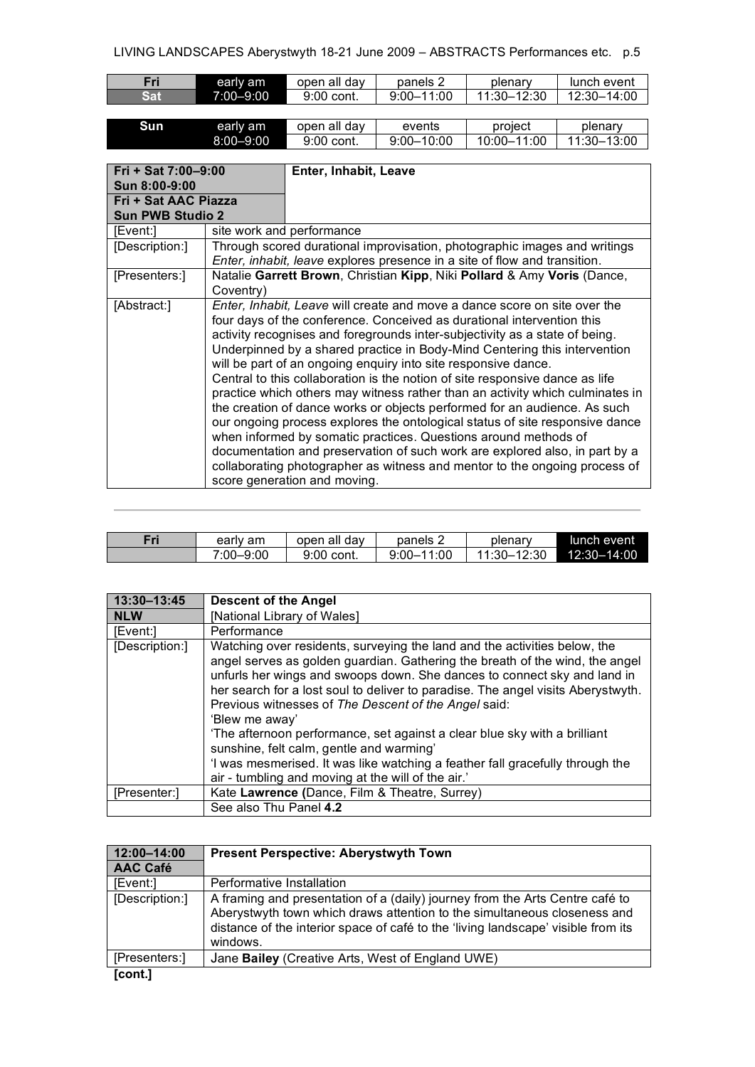| Fri | early am | open all day | panels 2 | plenary | lunch event |
|---|---|---|---|---|---|
| Sat | 7:00–9:00 | 9:00 cont. | 9:00–11:00 | 11:30–12:30 | 12:30–14:00 |

| Sun | early am | open all day | events | project | plenary |
|---|---|---|---|---|---|
| | 8:00–9:00 | 9:00 cont. | 9:00–10:00 | 10:00–11:00 | 11:30–13:00 |

| Fri + Sat 7:00–9:00<br>Sun 8:00-9:00<br>Fri + Sat AAC Piazza<br>Sun PWB Studio 2 | Enter, Inhabit, Leave |
|---|---|
| [Event:] | site work and performance |
| [Description:] | Through scored durational improvisation, photographic images and writings *Enter, inhabit, leave* explores presence in a site of flow and transition. |
| [Presenters:] | Natalie **Garrett Brown**, Christian **Kipp**, Niki **Pollard** & Amy **Voris** (Dance, Coventry) |
| [Abstract:] | *Enter, Inhabit, Leave* will create and move a dance score on site over the four days of the conference. Conceived as durational intervention this activity recognises and foregrounds inter-subjectivity as a state of being. Underpinned by a shared practice in Body-Mind Centering this intervention will be part of an ongoing enquiry into site responsive dance.<br>Central to this collaboration is the notion of site responsive dance as life practice which others may witness rather than an activity which culminates in the creation of dance works or objects performed for an audience. As such our ongoing process explores the ontological status of site responsive dance when informed by somatic practices. Questions around methods of documentation and preservation of such work are explored also, in part by a collaborating photographer as witness and mentor to the ongoing process of score generation and moving. |

---

| Fri | early am | open all day | panels 2 | plenary | lunch event |
|---|---|---|---|---|---|
| | 7:00–9:00 | 9:00 cont. | 9:00–11:00 | 11:30–12:30 | 12:30–14:00 |

| 13:30–13:45 | Descent of the Angel |
|---|---|
| NLW | [National Library of Wales] |
| [Event:] | Performance |
| [Description:] | Watching over residents, surveying the land and the activities below, the angel serves as golden guardian. Gathering the breath of the wind, the angel unfurls her wings and swoops down. She dances to connect sky and land in her search for a lost soul to deliver to paradise. The angel visits Aberystwyth.<br>Previous witnesses of *The Descent of the Angel* said:<br>'Blew me away'<br>'The afternoon performance, set against a clear blue sky with a brilliant sunshine, felt calm, gentle and warming'<br>'I was mesmerised. It was like watching a feather fall gracefully through the air - tumbling and moving at the will of the air.' |
| [Presenter:] | Kate **Lawrence** (Dance, Film & Theatre, Surrey) |
| | See also Thu Panel **4.2** |

| 12:00–14:00 | Present Perspective: Aberystwyth Town |
|---|---|
| AAC Café | |
| [Event:] | Performative Installation |
| [Description:] | A framing and presentation of a (daily) journey from the Arts Centre café to Aberystwyth town which draws attention to the simultaneous closeness and distance of the interior space of café to the 'living landscape' visible from its windows. |
| [Presenters:] | Jane **Bailey** (Creative Arts, West of England UWE) |

**[cont.]**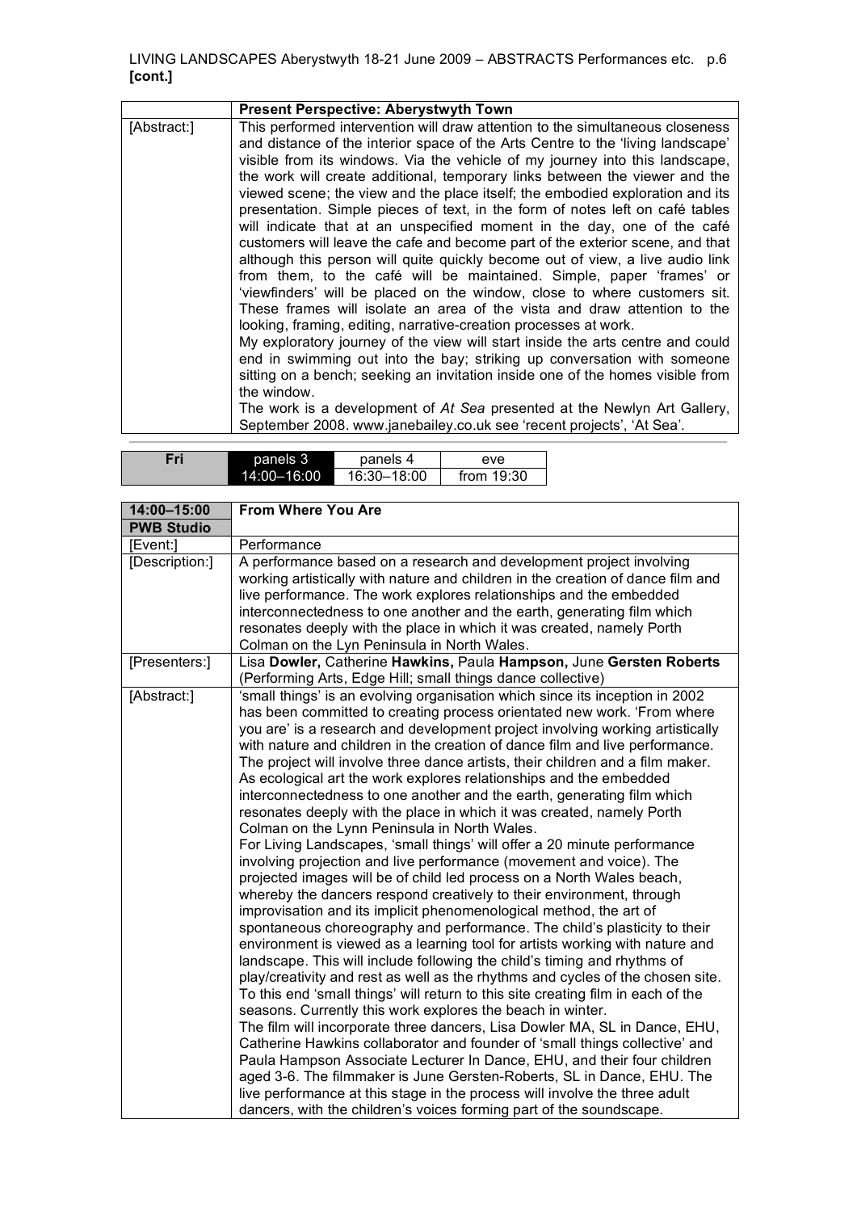**[cont.]**

| | **Present Perspective: Aberystwyth Town** |
|---|---|
| [Abstract:] | This performed intervention will draw attention to the simultaneous closeness and distance of the interior space of the Arts Centre to the 'living landscape' visible from its windows. Via the vehicle of my journey into this landscape, the work will create additional, temporary links between the viewer and the viewed scene; the view and the place itself; the embodied exploration and its presentation. Simple pieces of text, in the form of notes left on café tables will indicate that at an unspecified moment in the day, one of the café customers will leave the cafe and become part of the exterior scene, and that although this person will quite quickly become out of view, a live audio link from them, to the café will be maintained. Simple, paper 'frames' or 'viewfinders' will be placed on the window, close to where customers sit. These frames will isolate an area of the vista and draw attention to the looking, framing, editing, narrative-creation processes at work.<br>My exploratory journey of the view will start inside the arts centre and could end in swimming out into the bay; striking up conversation with someone sitting on a bench; seeking an invitation inside one of the homes visible from the window.<br>The work is a development of *At Sea* presented at the Newlyn Art Gallery, September 2008. www.janebailey.co.uk see 'recent projects', 'At Sea'. |

| **Fri** | panels 3 | panels 4 | eve |
|---|---|---|---|
| | 14:00–16:00 | 16:30–18:00 | from 19:30 |

| **14:00–15:00**<br>**PWB Studio** | **From Where You Are** |
|---|---|
| [Event:] | Performance |
| [Description:] | A performance based on a research and development project involving working artistically with nature and children in the creation of dance film and live performance. The work explores relationships and the embedded interconnectedness to one another and the earth, generating film which resonates deeply with the place in which it was created, namely Porth Colman on the Lyn Peninsula in North Wales. |
| [Presenters:] | Lisa **Dowler,** Catherine **Hawkins,** Paula **Hampson,** June **Gersten Roberts** (Performing Arts, Edge Hill; small things dance collective) |
| [Abstract:] | 'small things' is an evolving organisation which since its inception in 2002 has been committed to creating process orientated new work. 'From where you are' is a research and development project involving working artistically with nature and children in the creation of dance film and live performance. The project will involve three dance artists, their children and a film maker. As ecological art the work explores relationships and the embedded interconnectedness to one another and the earth, generating film which resonates deeply with the place in which it was created, namely Porth Colman on the Lynn Peninsula in North Wales.<br>For Living Landscapes, 'small things' will offer a 20 minute performance involving projection and live performance (movement and voice). The projected images will be of child led process on a North Wales beach, whereby the dancers respond creatively to their environment, through improvisation and its implicit phenomenological method, the art of spontaneous choreography and performance. The child's plasticity to their environment is viewed as a learning tool for artists working with nature and landscape. This will include following the child's timing and rhythms of play/creativity and rest as well as the rhythms and cycles of the chosen site. To this end 'small things' will return to this site creating film in each of the seasons. Currently this work explores the beach in winter.<br>The film will incorporate three dancers, Lisa Dowler MA, SL in Dance, EHU, Catherine Hawkins collaborator and founder of 'small things collective' and Paula Hampson Associate Lecturer In Dance, EHU, and their four children aged 3-6. The filmmaker is June Gersten-Roberts, SL in Dance, EHU. The live performance at this stage in the process will involve the three adult dancers, with the children's voices forming part of the soundscape. |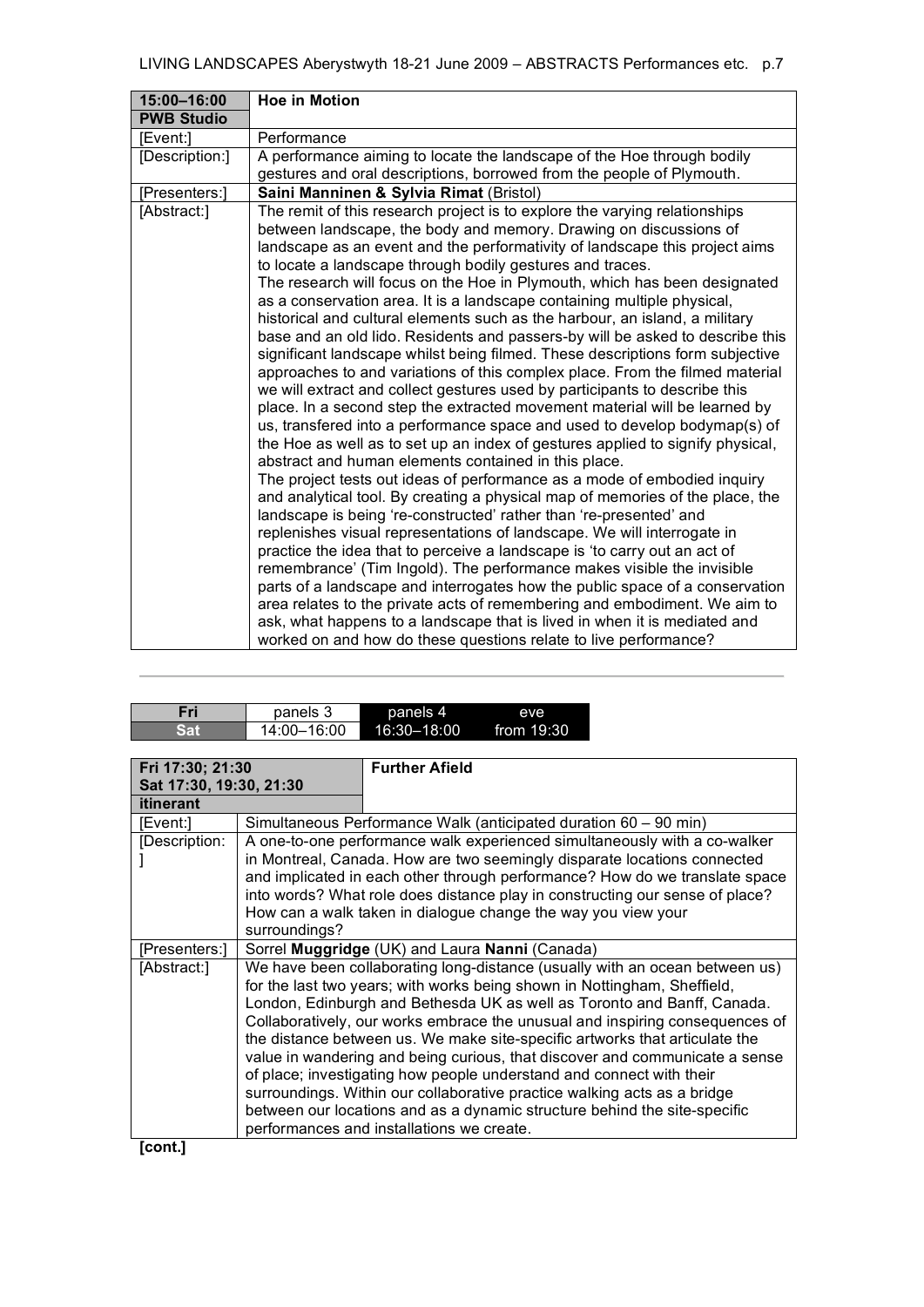| 15:00–16:00 | Hoe in Motion |
|---|---|
| **PWB Studio** | |
| [Event:] | Performance |
| [Description:] | A performance aiming to locate the landscape of the Hoe through bodily gestures and oral descriptions, borrowed from the people of Plymouth. |
| [Presenters:] | **Saini Manninen & Sylvia Rimat** (Bristol) |
| [Abstract:] | The remit of this research project is to explore the varying relationships between landscape, the body and memory. Drawing on discussions of landscape as an event and the performativity of landscape this project aims to locate a landscape through bodily gestures and traces.<br>The research will focus on the Hoe in Plymouth, which has been designated as a conservation area. It is a landscape containing multiple physical, historical and cultural elements such as the harbour, an island, a military base and an old lido. Residents and passers-by will be asked to describe this significant landscape whilst being filmed. These descriptions form subjective approaches to and variations of this complex place. From the filmed material we will extract and collect gestures used by participants to describe this place. In a second step the extracted movement material will be learned by us, transfered into a performance space and used to develop bodymap(s) of the Hoe as well as to set up an index of gestures applied to signify physical, abstract and human elements contained in this place.<br>The project tests out ideas of performance as a mode of embodied inquiry and analytical tool. By creating a physical map of memories of the place, the landscape is being 're-constructed' rather than 're-presented' and replenishes visual representations of landscape. We will interrogate in practice the idea that to perceive a landscape is 'to carry out an act of remembrance' (Tim Ingold). The performance makes visible the invisible parts of a landscape and interrogates how the public space of a conservation area relates to the private acts of remembering and embodiment. We aim to ask, what happens to a landscape that is lived in when it is mediated and worked on and how do these questions relate to live performance? |

---

| Fri | panels 3 | panels 4 | eve |
|---|---|---|---|
| Sat | 14:00–16:00 | 16:30–18:00 | from 19:30 |

| Fri 17:30; 21:30<br>Sat 17:30, 19:30, 21:30 | Further Afield |
|---|---|
| **itinerant** | |
| [Event:] | Simultaneous Performance Walk (anticipated duration 60 – 90 min) |
| [Description:] | A one-to-one performance walk experienced simultaneously with a co-walker in Montreal, Canada. How are two seemingly disparate locations connected and implicated in each other through performance? How do we translate space into words? What role does distance play in constructing our sense of place? How can a walk taken in dialogue change the way you view your surroundings? |
| [Presenters:] | Sorrel **Muggridge** (UK) and Laura **Nanni** (Canada) |
| [Abstract:] | We have been collaborating long-distance (usually with an ocean between us) for the last two years; with works being shown in Nottingham, Sheffield, London, Edinburgh and Bethesda UK as well as Toronto and Banff, Canada. Collaboratively, our works embrace the unusual and inspiring consequences of the distance between us. We make site-specific artworks that articulate the value in wandering and being curious, that discover and communicate a sense of place; investigating how people understand and connect with their surroundings. Within our collaborative practice walking acts as a bridge between our locations and as a dynamic structure behind the site-specific performances and installations we create. |

**[cont.]**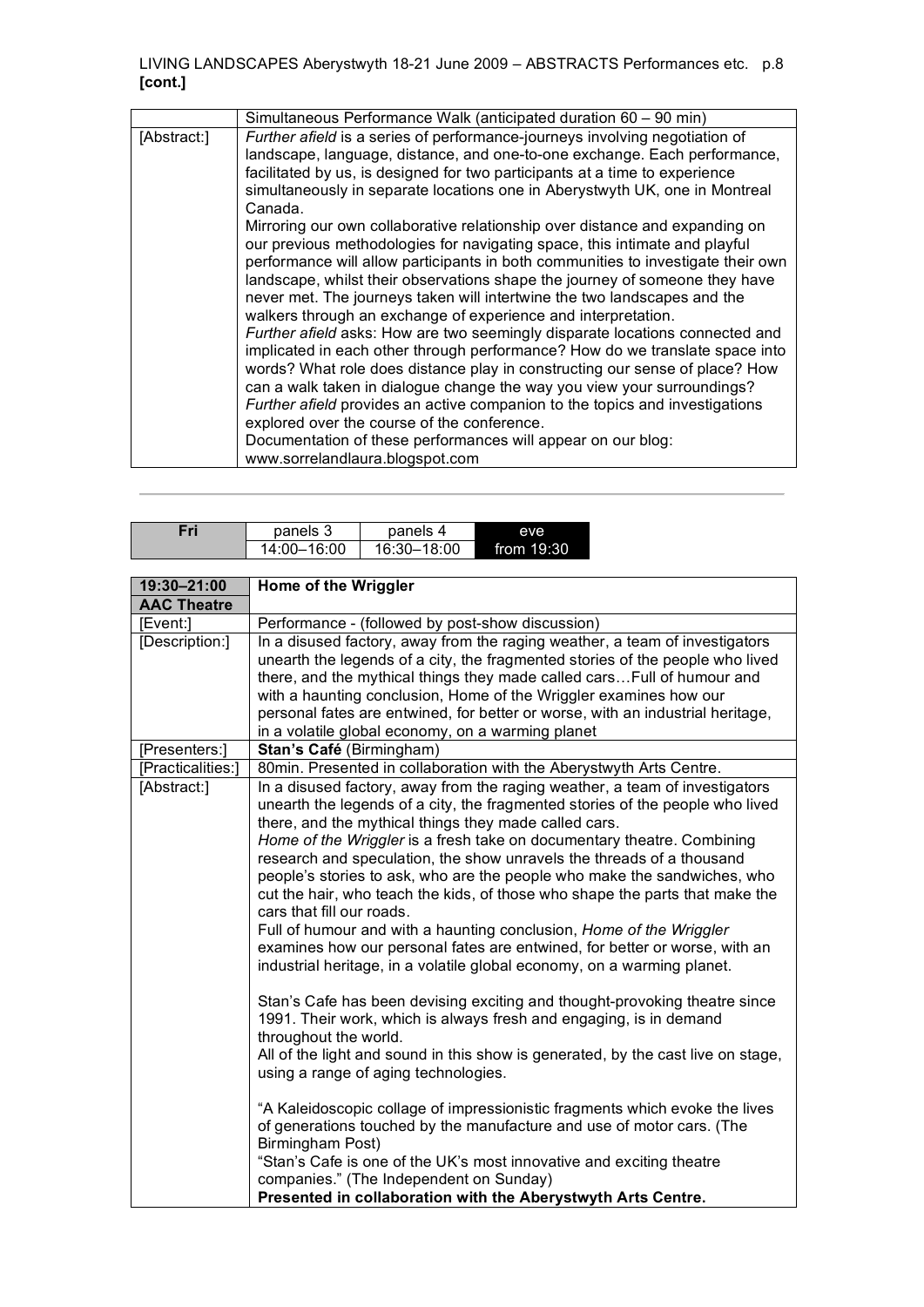**[cont.]**

| | Simultaneous Performance Walk (anticipated duration 60 – 90 min) |
|---|---|
| [Abstract:] | *Further afield* is a series of performance-journeys involving negotiation of landscape, language, distance, and one-to-one exchange. Each performance, facilitated by us, is designed for two participants at a time to experience simultaneously in separate locations one in Aberystwyth UK, one in Montreal Canada.<br>Mirroring our own collaborative relationship over distance and expanding on our previous methodologies for navigating space, this intimate and playful performance will allow participants in both communities to investigate their own landscape, whilst their observations shape the journey of someone they have never met. The journeys taken will intertwine the two landscapes and the walkers through an exchange of experience and interpretation.<br>*Further afield* asks: How are two seemingly disparate locations connected and implicated in each other through performance? How do we translate space into words? What role does distance play in constructing our sense of place? How can a walk taken in dialogue change the way you view your surroundings?<br>*Further afield* provides an active companion to the topics and investigations explored over the course of the conference.<br>Documentation of these performances will appear on our blog: www.sorrelandlaura.blogspot.com |

---

| Fri | panels 3 | panels 4 | eve |
|---|---|---|---|
| | 14:00–16:00 | 16:30–18:00 | from 19:30 |

| 19:30–21:00 | Home of the Wriggler |
|---|---|
| **AAC Theatre** | |
| [Event:] | Performance - (followed by post-show discussion) |
| [Description:] | In a disused factory, away from the raging weather, a team of investigators unearth the legends of a city, the fragmented stories of the people who lived there, and the mythical things they made called cars…Full of humour and with a haunting conclusion, Home of the Wriggler examines how our personal fates are entwined, for better or worse, with an industrial heritage, in a volatile global economy, on a warming planet |
| [Presenters:] | **Stan's Café** (Birmingham) |
| [Practicalities:] | 80min. Presented in collaboration with the Aberystwyth Arts Centre. |
| [Abstract:] | In a disused factory, away from the raging weather, a team of investigators unearth the legends of a city, the fragmented stories of the people who lived there, and the mythical things they made called cars.<br>*Home of the Wriggler* is a fresh take on documentary theatre. Combining research and speculation, the show unravels the threads of a thousand people's stories to ask, who are the people who make the sandwiches, who cut the hair, who teach the kids, of those who shape the parts that make the cars that fill our roads.<br>Full of humour and with a haunting conclusion, *Home of the Wriggler* examines how our personal fates are entwined, for better or worse, with an industrial heritage, in a volatile global economy, on a warming planet.<br><br>Stan's Cafe has been devising exciting and thought-provoking theatre since 1991. Their work, which is always fresh and engaging, is in demand throughout the world.<br>All of the light and sound in this show is generated, by the cast live on stage, using a range of aging technologies.<br><br>"A Kaleidoscopic collage of impressionistic fragments which evoke the lives of generations touched by the manufacture and use of motor cars. (The Birmingham Post)<br>"Stan's Cafe is one of the UK's most innovative and exciting theatre companies." (The Independent on Sunday)<br>**Presented in collaboration with the Aberystwyth Arts Centre.** |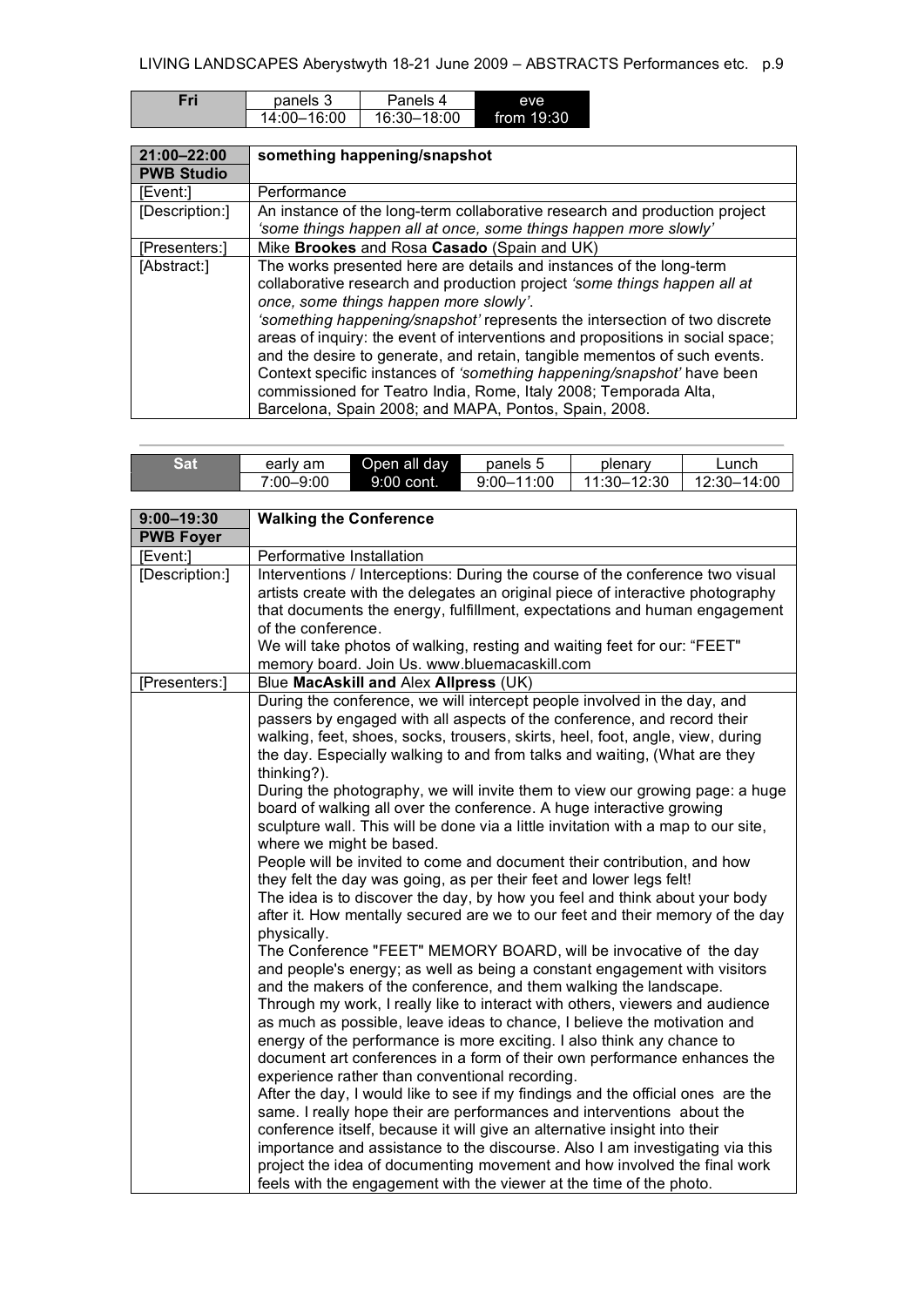| Fri | panels 3 | Panels 4 | eve |
| --- | --- | --- | --- |
| | 14:00–16:00 | 16:30–18:00 | from 19:30 |

| 21:00–22:00<br>PWB Studio | something happening/snapshot |
| --- | --- |
| [Event:] | Performance |
| [Description:] | An instance of the long-term collaborative research and production project *'some things happen all at once, some things happen more slowly'* |
| [Presenters:] | Mike **Brookes** and Rosa **Casado** (Spain and UK) |
| [Abstract:] | The works presented here are details and instances of the long-term collaborative research and production project *'some things happen all at once, some things happen more slowly'*.<br>*'something happening/snapshot'* represents the intersection of two discrete areas of inquiry: the event of interventions and propositions in social space; and the desire to generate, and retain, tangible mementos of such events. Context specific instances of *'something happening/snapshot'* have been commissioned for Teatro India, Rome, Italy 2008; Temporada Alta, Barcelona, Spain 2008; and MAPA, Pontos, Spain, 2008. |

---

| Sat | early am | Open all day | panels 5 | plenary | Lunch |
| --- | --- | --- | --- | --- | --- |
| | 7:00–9:00 | 9:00 cont. | 9:00–11:00 | 11:30–12:30 | 12:30–14:00 |

| 9:00–19:30<br>PWB Foyer | Walking the Conference |
| --- | --- |
| [Event:] | Performative Installation |
| [Description:] | Interventions / Interceptions: During the course of the conference two visual artists create with the delegates an original piece of interactive photography that documents the energy, fulfillment, expectations and human engagement of the conference.<br>We will take photos of walking, resting and waiting feet for our: "FEET" memory board. Join Us. www.bluemacaskill.com |
| [Presenters:] | Blue **MacAskill and** Alex **Allpress** (UK) |
| | During the conference, we will intercept people involved in the day, and passers by engaged with all aspects of the conference, and record their walking, feet, shoes, socks, trousers, skirts, heel, foot, angle, view, during the day. Especially walking to and from talks and waiting, (What are they thinking?).<br>During the photography, we will invite them to view our growing page: a huge board of walking all over the conference. A huge interactive growing sculpture wall. This will be done via a little invitation with a map to our site, where we might be based.<br>People will be invited to come and document their contribution, and how they felt the day was going, as per their feet and lower legs felt!<br>The idea is to discover the day, by how you feel and think about your body after it. How mentally secured are we to our feet and their memory of the day physically.<br>The Conference "FEET" MEMORY BOARD, will be invocative of the day and people's energy; as well as being a constant engagement with visitors and the makers of the conference, and them walking the landscape.<br>Through my work, I really like to interact with others, viewers and audience as much as possible, leave ideas to chance, I believe the motivation and energy of the performance is more exciting. I also think any chance to document art conferences in a form of their own performance enhances the experience rather than conventional recording.<br>After the day, I would like to see if my findings and the official ones are the same. I really hope their are performances and interventions about the conference itself, because it will give an alternative insight into their importance and assistance to the discourse. Also I am investigating via this project the idea of documenting movement and how involved the final work feels with the engagement with the viewer at the time of the photo. |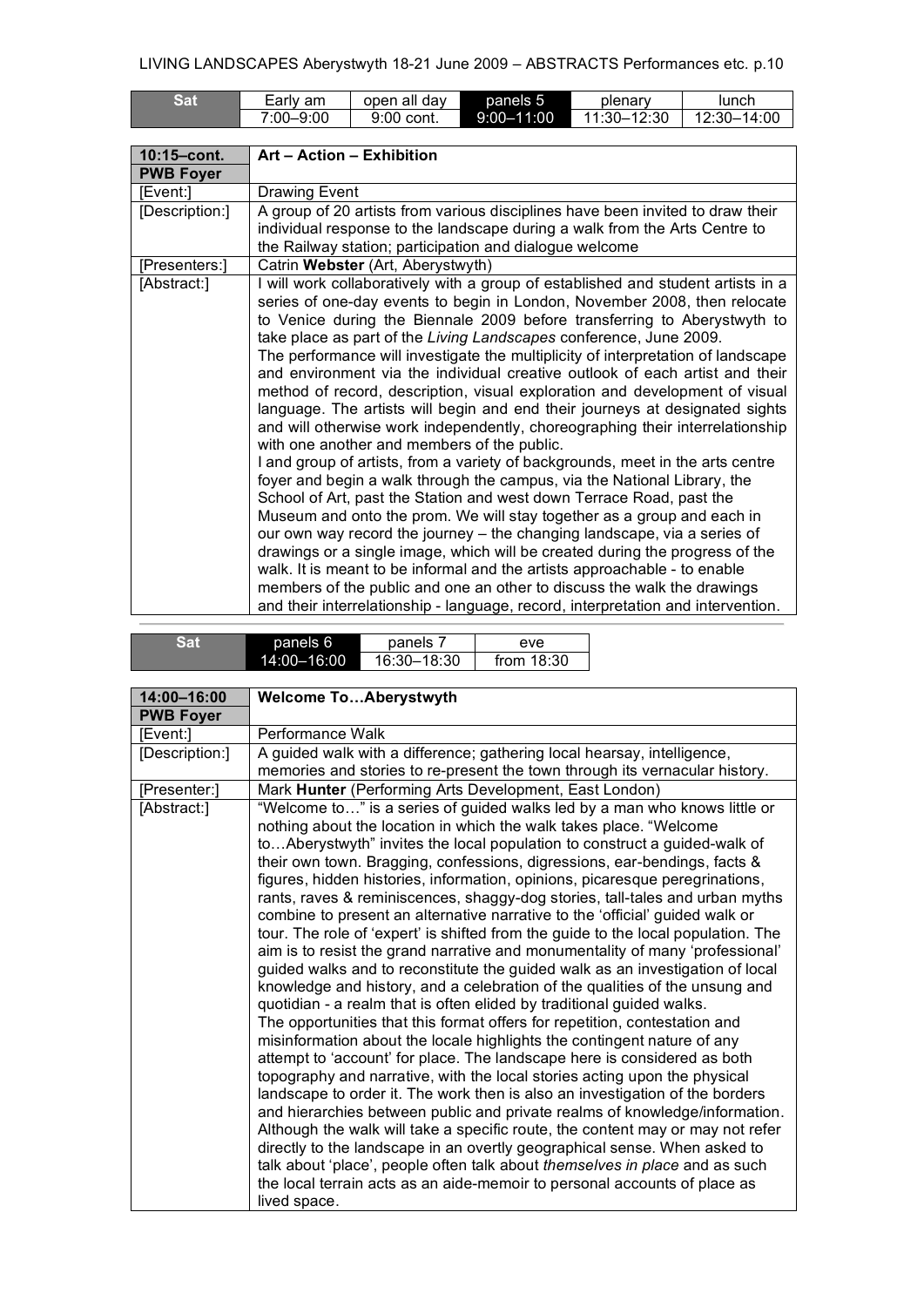| Sat | Early am | open all day | panels 5 | plenary | lunch |
|---|---|---|---|---|---|
| | 7:00–9:00 | 9:00 cont. | 9:00–11:00 | 11:30–12:30 | 12:30–14:00 |

| 10:15–cont. | Art – Action – Exhibition |
|---|---|
| PWB Foyer | |
| [Event:] | Drawing Event |
| [Description:] | A group of 20 artists from various disciplines have been invited to draw their individual response to the landscape during a walk from the Arts Centre to the Railway station; participation and dialogue welcome |
| [Presenters:] | Catrin **Webster** (Art, Aberystwyth) |
| [Abstract:] | I will work collaboratively with a group of established and student artists in a series of one-day events to begin in London, November 2008, then relocate to Venice during the Biennale 2009 before transferring to Aberystwyth to take place as part of the *Living Landscapes* conference, June 2009. The performance will investigate the multiplicity of interpretation of landscape and environment via the individual creative outlook of each artist and their method of record, description, visual exploration and development of visual language. The artists will begin and end their journeys at designated sights and will otherwise work independently, choreographing their interrelationship with one another and members of the public. I and group of artists, from a variety of backgrounds, meet in the arts centre foyer and begin a walk through the campus, via the National Library, the School of Art, past the Station and west down Terrace Road, past the Museum and onto the prom. We will stay together as a group and each in our own way record the journey – the changing landscape, via a series of drawings or a single image, which will be created during the progress of the walk. It is meant to be informal and the artists approachable - to enable members of the public and one an other to discuss the walk the drawings and their interrelationship - language, record, interpretation and intervention. |

| Sat | panels 6 | panels 7 | eve |
|---|---|---|---|
| | 14:00–16:00 | 16:30–18:30 | from 18:30 |

| 14:00–16:00 | Welcome To…Aberystwyth |
|---|---|
| PWB Foyer | |
| [Event:] | Performance Walk |
| [Description:] | A guided walk with a difference; gathering local hearsay, intelligence, memories and stories to re-present the town through its vernacular history. |
| [Presenter:] | Mark **Hunter** (Performing Arts Development, East London) |
| [Abstract:] | "Welcome to…" is a series of guided walks led by a man who knows little or nothing about the location in which the walk takes place. "Welcome to…Aberystwyth" invites the local population to construct a guided-walk of their own town. Bragging, confessions, digressions, ear-bendings, facts & figures, hidden histories, information, opinions, picaresque peregrinations, rants, raves & reminiscences, shaggy-dog stories, tall-tales and urban myths combine to present an alternative narrative to the 'official' guided walk or tour. The role of 'expert' is shifted from the guide to the local population. The aim is to resist the grand narrative and monumentality of many 'professional' guided walks and to reconstitute the guided walk as an investigation of local knowledge and history, and a celebration of the qualities of the unsung and quotidian - a realm that is often elided by traditional guided walks. The opportunities that this format offers for repetition, contestation and misinformation about the locale highlights the contingent nature of any attempt to 'account' for place. The landscape here is considered as both topography and narrative, with the local stories acting upon the physical landscape to order it. The work then is also an investigation of the borders and hierarchies between public and private realms of knowledge/information. Although the walk will take a specific route, the content may or may not refer directly to the landscape in an overtly geographical sense. When asked to talk about 'place', people often talk about *themselves in place* and as such the local terrain acts as an aide-memoir to personal accounts of place as lived space. |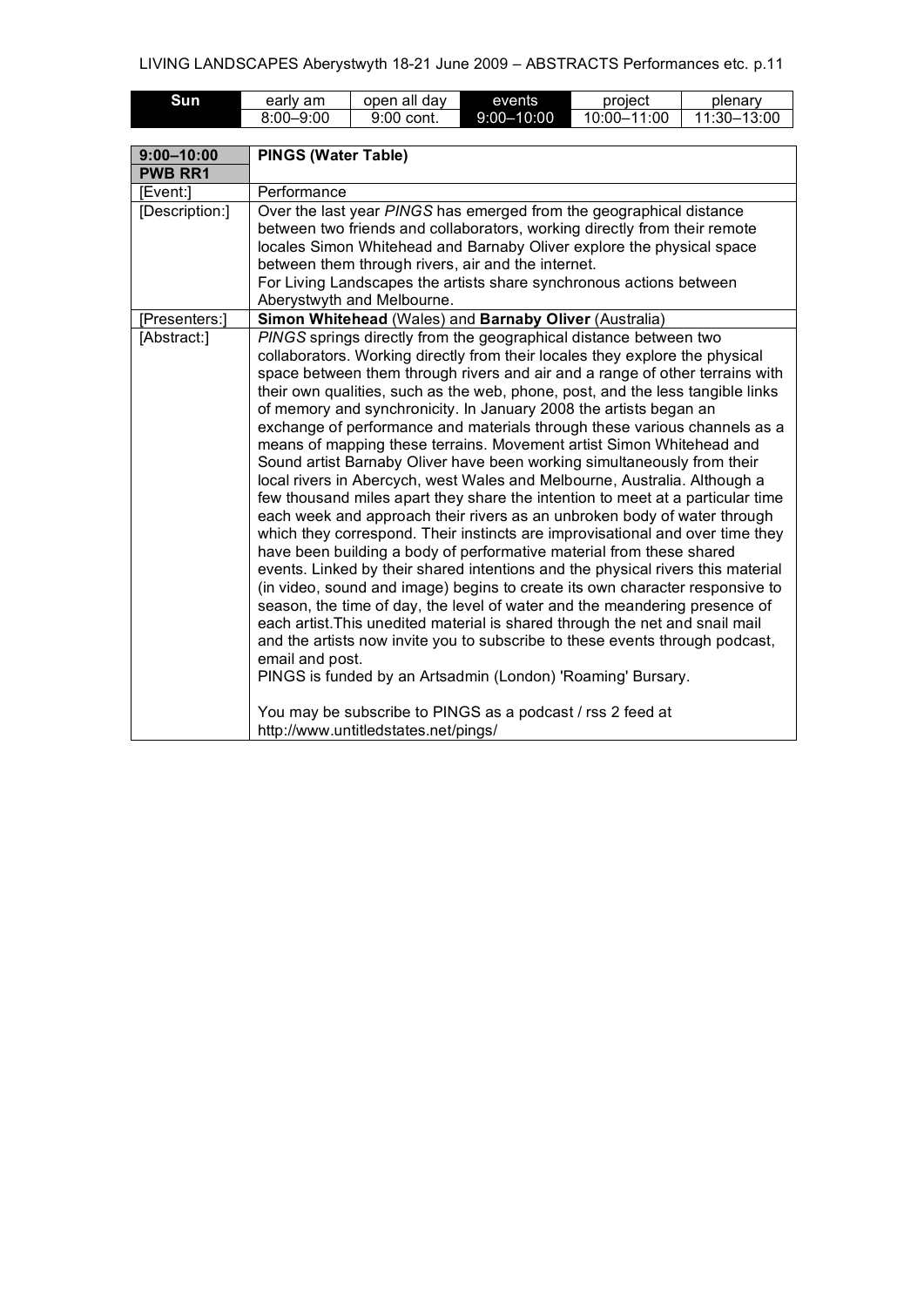| Sun | early am | open all day | events | project | plenary |
|---|---|---|---|---|---|
| | 8:00–9:00 | 9:00 cont. | 9:00–10:00 | 10:00–11:00 | 11:30–13:00 |

| **9:00–10:00** **PWB RR1** | **PINGS (Water Table)** |
|---|---|
| [Event:] | Performance |
| [Description:] | Over the last year *PINGS* has emerged from the geographical distance between two friends and collaborators, working directly from their remote locales Simon Whitehead and Barnaby Oliver explore the physical space between them through rivers, air and the internet. For Living Landscapes the artists share synchronous actions between Aberystwyth and Melbourne. |
| [Presenters:] | **Simon Whitehead** (Wales) and **Barnaby Oliver** (Australia) |
| [Abstract:] | *PINGS* springs directly from the geographical distance between two collaborators. Working directly from their locales they explore the physical space between them through rivers and air and a range of other terrains with their own qualities, such as the web, phone, post, and the less tangible links of memory and synchronicity. In January 2008 the artists began an exchange of performance and materials through these various channels as a means of mapping these terrains. Movement artist Simon Whitehead and Sound artist Barnaby Oliver have been working simultaneously from their local rivers in Abercych, west Wales and Melbourne, Australia. Although a few thousand miles apart they share the intention to meet at a particular time each week and approach their rivers as an unbroken body of water through which they correspond. Their instincts are improvisational and over time they have been building a body of performative material from these shared events. Linked by their shared intentions and the physical rivers this material (in video, sound and image) begins to create its own character responsive to season, the time of day, the level of water and the meandering presence of each artist.This unedited material is shared through the net and snail mail and the artists now invite you to subscribe to these events through podcast, email and post. PINGS is funded by an Artsadmin (London) 'Roaming' Bursary. You may be subscribe to PINGS as a podcast / rss 2 feed at http://www.untitledstates.net/pings/ |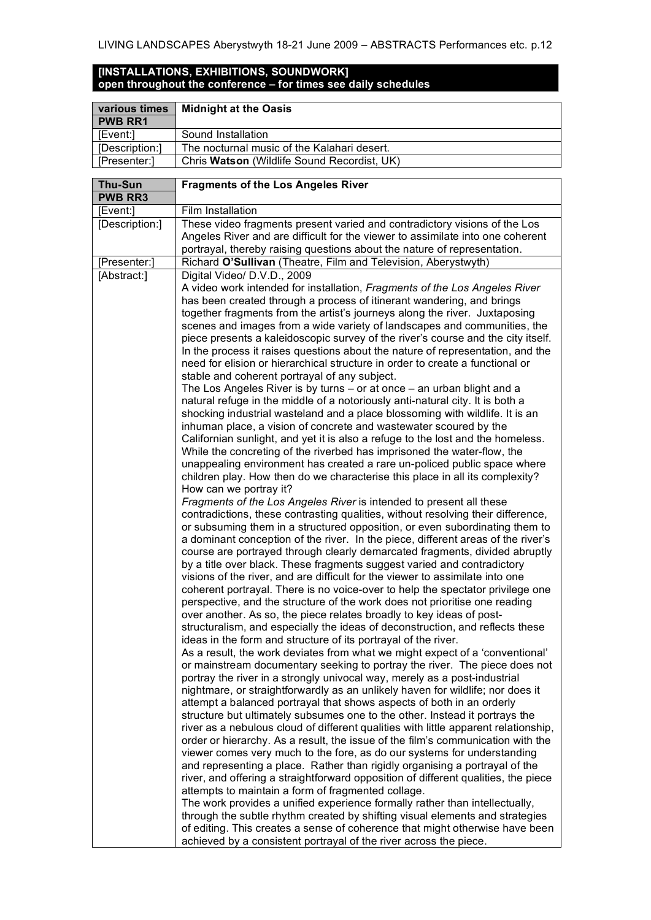**[INSTALLATIONS, EXHIBITIONS, SOUNDWORK]**
**open throughout the conference – for times see daily schedules**

| various times<br>PWB RR1 | Midnight at the Oasis |
|---|---|
| [Event:] | Sound Installation |
| [Description:] | The nocturnal music of the Kalahari desert. |
| [Presenter:] | Chris **Watson** (Wildlife Sound Recordist, UK) |

| Thu-Sun<br>PWB RR3 | Fragments of the Los Angeles River |
|---|---|
| [Event:] | Film Installation |
| [Description:] | These video fragments present varied and contradictory visions of the Los Angeles River and are difficult for the viewer to assimilate into one coherent portrayal, thereby raising questions about the nature of representation. |
| [Presenter:] | Richard **O'Sullivan** (Theatre, Film and Television, Aberystwyth) |
| [Abstract:] | Digital Video/ D.V.D., 2009<br>A video work intended for installation, *Fragments of the Los Angeles River* has been created through a process of itinerant wandering, and brings together fragments from the artist's journeys along the river. Juxtaposing scenes and images from a wide variety of landscapes and communities, the piece presents a kaleidoscopic survey of the river's course and the city itself. In the process it raises questions about the nature of representation, and the need for elision or hierarchical structure in order to create a functional or stable and coherent portrayal of any subject.<br>The Los Angeles River is by turns – or at once – an urban blight and a natural refuge in the middle of a notoriously anti-natural city. It is both a shocking industrial wasteland and a place blossoming with wildlife. It is an inhuman place, a vision of concrete and wastewater scoured by the Californian sunlight, and yet it is also a refuge to the lost and the homeless. While the concreting of the riverbed has imprisoned the water-flow, the unappealing environment has created a rare un-policed public space where children play. How then do we characterise this place in all its complexity? How can we portray it?<br>*Fragments of the Los Angeles River* is intended to present all these contradictions, these contrasting qualities, without resolving their difference, or subsuming them in a structured opposition, or even subordinating them to a dominant conception of the river. In the piece, different areas of the river's course are portrayed through clearly demarcated fragments, divided abruptly by a title over black. These fragments suggest varied and contradictory visions of the river, and are difficult for the viewer to assimilate into one coherent portrayal. There is no voice-over to help the spectator privilege one perspective, and the structure of the work does not prioritise one reading over another. As so, the piece relates broadly to key ideas of post-structuralism, and especially the ideas of deconstruction, and reflects these ideas in the form and structure of its portrayal of the river.<br>As a result, the work deviates from what we might expect of a 'conventional' or mainstream documentary seeking to portray the river. The piece does not portray the river in a strongly univocal way, merely as a post-industrial nightmare, or straightforwardly as an unlikely haven for wildlife; nor does it attempt a balanced portrayal that shows aspects of both in an orderly structure but ultimately subsumes one to the other. Instead it portrays the river as a nebulous cloud of different qualities with little apparent relationship, order or hierarchy. As a result, the issue of the film's communication with the viewer comes very much to the fore, as do our systems for understanding and representing a place. Rather than rigidly organising a portrayal of the river, and offering a straightforward opposition of different qualities, the piece attempts to maintain a form of fragmented collage.<br>The work provides a unified experience formally rather than intellectually, through the subtle rhythm created by shifting visual elements and strategies of editing. This creates a sense of coherence that might otherwise have been achieved by a consistent portrayal of the river across the piece. |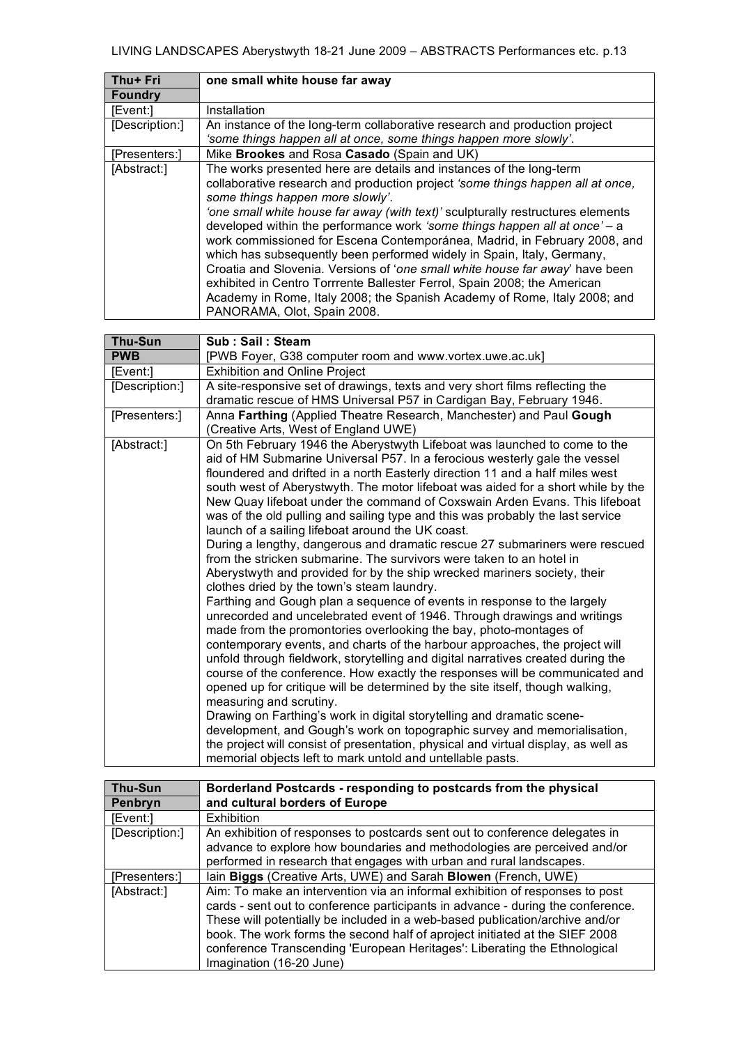| Thu+ Fri | one small white house far away |
| --- | --- |
| **Foundry** | |
| [Event:] | Installation |
| [Description:] | An instance of the long-term collaborative research and production project *'some things happen all at once, some things happen more slowly'*. |
| [Presenters:] | Mike **Brookes** and Rosa **Casado** (Spain and UK) |
| [Abstract:] | The works presented here are details and instances of the long-term collaborative research and production project *'some things happen all at once, some things happen more slowly'*. *'one small white house far away (with text)'* sculpturally restructures elements developed within the performance work *'some things happen all at once'* – a work commissioned for Escena Contemporánea, Madrid, in February 2008, and which has subsequently been performed widely in Spain, Italy, Germany, Croatia and Slovenia. Versions of '*one small white house far away*' have been exhibited in Centro Torrrente Ballester Ferrol, Spain 2008; the American Academy in Rome, Italy 2008; the Spanish Academy of Rome, Italy 2008; and PANORAMA, Olot, Spain 2008. |

| Thu-Sun | Sub : Sail : Steam |
| --- | --- |
| **PWB** | [PWB Foyer, G38 computer room and www.vortex.uwe.ac.uk] |
| [Event:] | Exhibition and Online Project |
| [Description:] | A site-responsive set of drawings, texts and very short films reflecting the dramatic rescue of HMS Universal P57 in Cardigan Bay, February 1946. |
| [Presenters:] | Anna **Farthing** (Applied Theatre Research, Manchester) and Paul **Gough** (Creative Arts, West of England UWE) |
| [Abstract:] | On 5th February 1946 the Aberystwyth Lifeboat was launched to come to the aid of HM Submarine Universal P57. In a ferocious westerly gale the vessel floundered and drifted in a north Easterly direction 11 and a half miles west south west of Aberystwyth. The motor lifeboat was aided for a short while by the New Quay lifeboat under the command of Coxswain Arden Evans. This lifeboat was of the old pulling and sailing type and this was probably the last service launch of a sailing lifeboat around the UK coast. During a lengthy, dangerous and dramatic rescue 27 submariners were rescued from the stricken submarine. The survivors were taken to an hotel in Aberystwyth and provided for by the ship wrecked mariners society, their clothes dried by the town's steam laundry. Farthing and Gough plan a sequence of events in response to the largely unrecorded and uncelebrated event of 1946. Through drawings and writings made from the promontories overlooking the bay, photo-montages of contemporary events, and charts of the harbour approaches, the project will unfold through fieldwork, storytelling and digital narratives created during the course of the conference. How exactly the responses will be communicated and opened up for critique will be determined by the site itself, though walking, measuring and scrutiny. Drawing on Farthing's work in digital storytelling and dramatic scene-development, and Gough's work on topographic survey and memorialisation, the project will consist of presentation, physical and virtual display, as well as memorial objects left to mark untold and untellable pasts. |

| Thu-Sun | Borderland Postcards - responding to postcards from the physical and cultural borders of Europe |
| --- | --- |
| **Penbryn** | |
| [Event:] | Exhibition |
| [Description:] | An exhibition of responses to postcards sent out to conference delegates in advance to explore how boundaries and methodologies are perceived and/or performed in research that engages with urban and rural landscapes. |
| [Presenters:] | Iain **Biggs** (Creative Arts, UWE) and Sarah **Blowen** (French, UWE) |
| [Abstract:] | Aim: To make an intervention via an informal exhibition of responses to post cards - sent out to conference participants in advance - during the conference. These will potentially be included in a web-based publication/archive and/or book. The work forms the second half of aproject initiated at the SIEF 2008 conference Transcending 'European Heritages': Liberating the Ethnological Imagination (16-20 June) |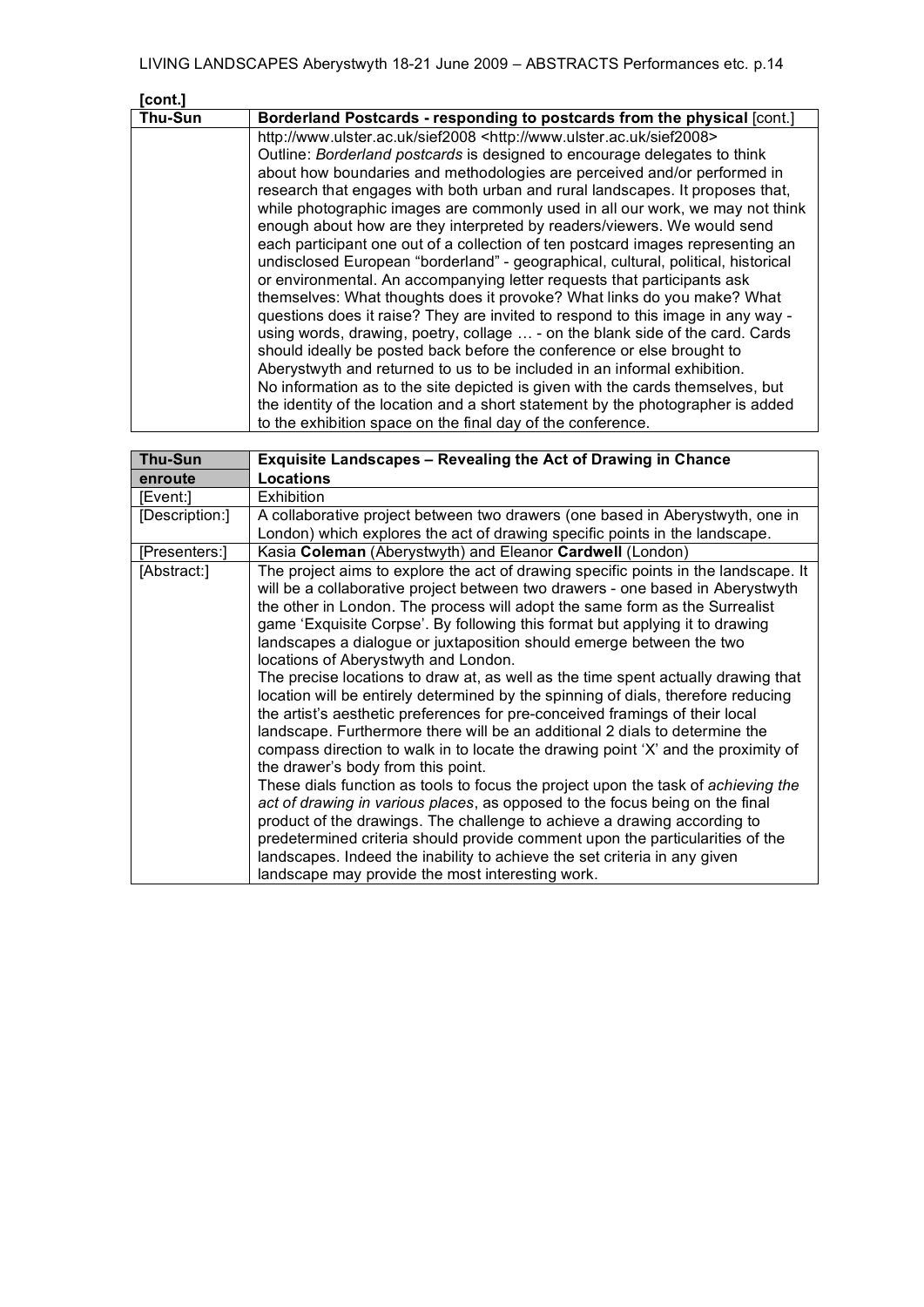[cont.]

| Thu-Sun | Borderland Postcards - responding to postcards from the physical [cont.] |
|---|---|
| | http://www.ulster.ac.uk/sief2008 <http://www.ulster.ac.uk/sief2008><br>Outline: *Borderland postcards* is designed to encourage delegates to think about how boundaries and methodologies are perceived and/or performed in research that engages with both urban and rural landscapes. It proposes that, while photographic images are commonly used in all our work, we may not think enough about how are they interpreted by readers/viewers. We would send each participant one out of a collection of ten postcard images representing an undisclosed European "borderland" - geographical, cultural, political, historical or environmental. An accompanying letter requests that participants ask themselves: What thoughts does it provoke? What links do you make? What questions does it raise? They are invited to respond to this image in any way - using words, drawing, poetry, collage … - on the blank side of the card. Cards should ideally be posted back before the conference or else brought to Aberystwyth and returned to us to be included in an informal exhibition.<br>No information as to the site depicted is given with the cards themselves, but the identity of the location and a short statement by the photographer is added to the exhibition space on the final day of the conference. |

| Thu-Sun enroute | Exquisite Landscapes – Revealing the Act of Drawing in Chance Locations |
|---|---|
| [Event:] | Exhibition |
| [Description:] | A collaborative project between two drawers (one based in Aberystwyth, one in London) which explores the act of drawing specific points in the landscape. |
| [Presenters:] | Kasia **Coleman** (Aberystwyth) and Eleanor **Cardwell** (London) |
| [Abstract:] | The project aims to explore the act of drawing specific points in the landscape. It will be a collaborative project between two drawers - one based in Aberystwyth the other in London. The process will adopt the same form as the Surrealist game 'Exquisite Corpse'. By following this format but applying it to drawing landscapes a dialogue or juxtaposition should emerge between the two locations of Aberystwyth and London.<br>The precise locations to draw at, as well as the time spent actually drawing that location will be entirely determined by the spinning of dials, therefore reducing the artist's aesthetic preferences for pre-conceived framings of their local landscape. Furthermore there will be an additional 2 dials to determine the compass direction to walk in to locate the drawing point 'X' and the proximity of the drawer's body from this point.<br>These dials function as tools to focus the project upon the task of *achieving the act of drawing in various places*, as opposed to the focus being on the final product of the drawings. The challenge to achieve a drawing according to predetermined criteria should provide comment upon the particularities of the landscapes. Indeed the inability to achieve the set criteria in any given landscape may provide the most interesting work. |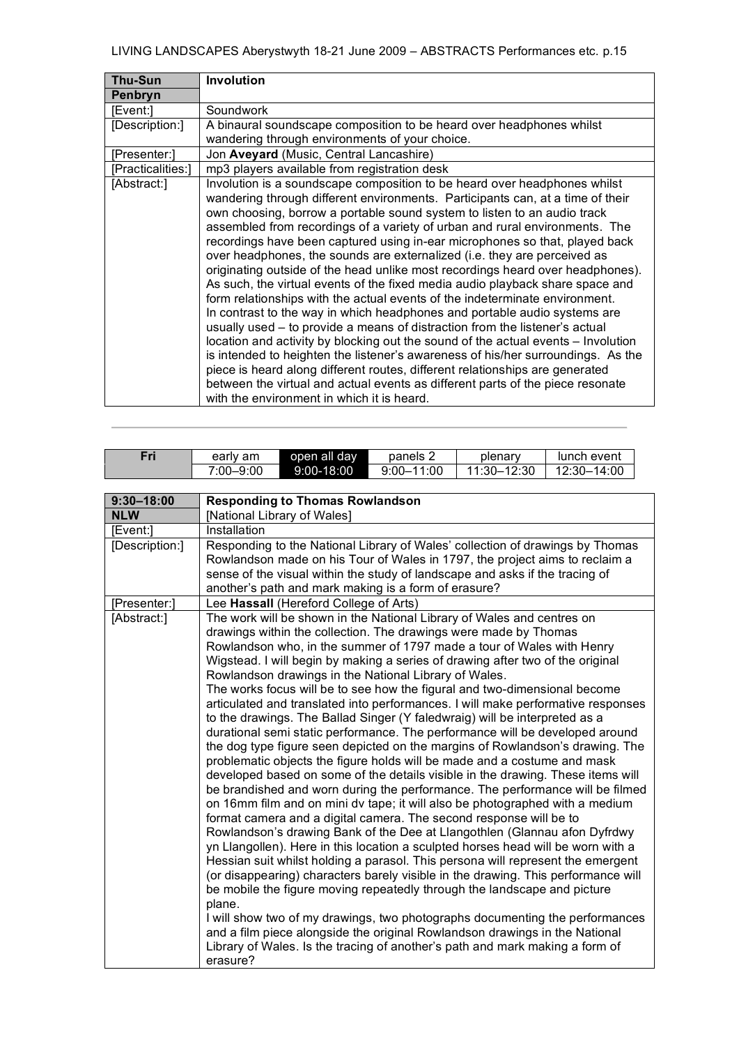| Thu-Sun | Involution |
|---|---|
| Penbryn | |
| [Event:] | Soundwork |
| [Description:] | A binaural soundscape composition to be heard over headphones whilst wandering through environments of your choice. |
| [Presenter:] | Jon **Aveyard** (Music, Central Lancashire) |
| [Practicalities:] | mp3 players available from registration desk |
| [Abstract:] | Involution is a soundscape composition to be heard over headphones whilst wandering through different environments. Participants can, at a time of their own choosing, borrow a portable sound system to listen to an audio track assembled from recordings of a variety of urban and rural environments. The recordings have been captured using in-ear microphones so that, played back over headphones, the sounds are externalized (i.e. they are perceived as originating outside of the head unlike most recordings heard over headphones). As such, the virtual events of the fixed media audio playback share space and form relationships with the actual events of the indeterminate environment. In contrast to the way in which headphones and portable audio systems are usually used – to provide a means of distraction from the listener's actual location and activity by blocking out the sound of the actual events – Involution is intended to heighten the listener's awareness of his/her surroundings. As the piece is heard along different routes, different relationships are generated between the virtual and actual events as different parts of the piece resonate with the environment in which it is heard. |

---

| Fri | early am | open all day | panels 2 | plenary | lunch event |
|---|---|---|---|---|---|
| | 7:00–9:00 | 9:00-18:00 | 9:00–11:00 | 11:30–12:30 | 12:30–14:00 |

| 9:30–18:00 | Responding to Thomas Rowlandson |
|---|---|
| NLW | [National Library of Wales] |
| [Event:] | Installation |
| [Description:] | Responding to the National Library of Wales' collection of drawings by Thomas Rowlandson made on his Tour of Wales in 1797, the project aims to reclaim a sense of the visual within the study of landscape and asks if the tracing of another's path and mark making is a form of erasure? |
| [Presenter:] | Lee **Hassall** (Hereford College of Arts) |
| [Abstract:] | The work will be shown in the National Library of Wales and centres on drawings within the collection. The drawings were made by Thomas Rowlandson who, in the summer of 1797 made a tour of Wales with Henry Wigstead. I will begin by making a series of drawing after two of the original Rowlandson drawings in the National Library of Wales. The works focus will be to see how the figural and two-dimensional become articulated and translated into performances. I will make performative responses to the drawings. The Ballad Singer (Y faledwraig) will be interpreted as a durational semi static performance. The performance will be developed around the dog type figure seen depicted on the margins of Rowlandson's drawing. The problematic objects the figure holds will be made and a costume and mask developed based on some of the details visible in the drawing. These items will be brandished and worn during the performance. The performance will be filmed on 16mm film and on mini dv tape; it will also be photographed with a medium format camera and a digital camera. The second response will be to Rowlandson's drawing Bank of the Dee at Llangothlen (Glannau afon Dyfrdwy yn Llangollen). Here in this location a sculpted horses head will be worn with a Hessian suit whilst holding a parasol. This persona will represent the emergent (or disappearing) characters barely visible in the drawing. This performance will be mobile the figure moving repeatedly through the landscape and picture plane. I will show two of my drawings, two photographs documenting the performances and a film piece alongside the original Rowlandson drawings in the National Library of Wales. Is the tracing of another's path and mark making a form of erasure? |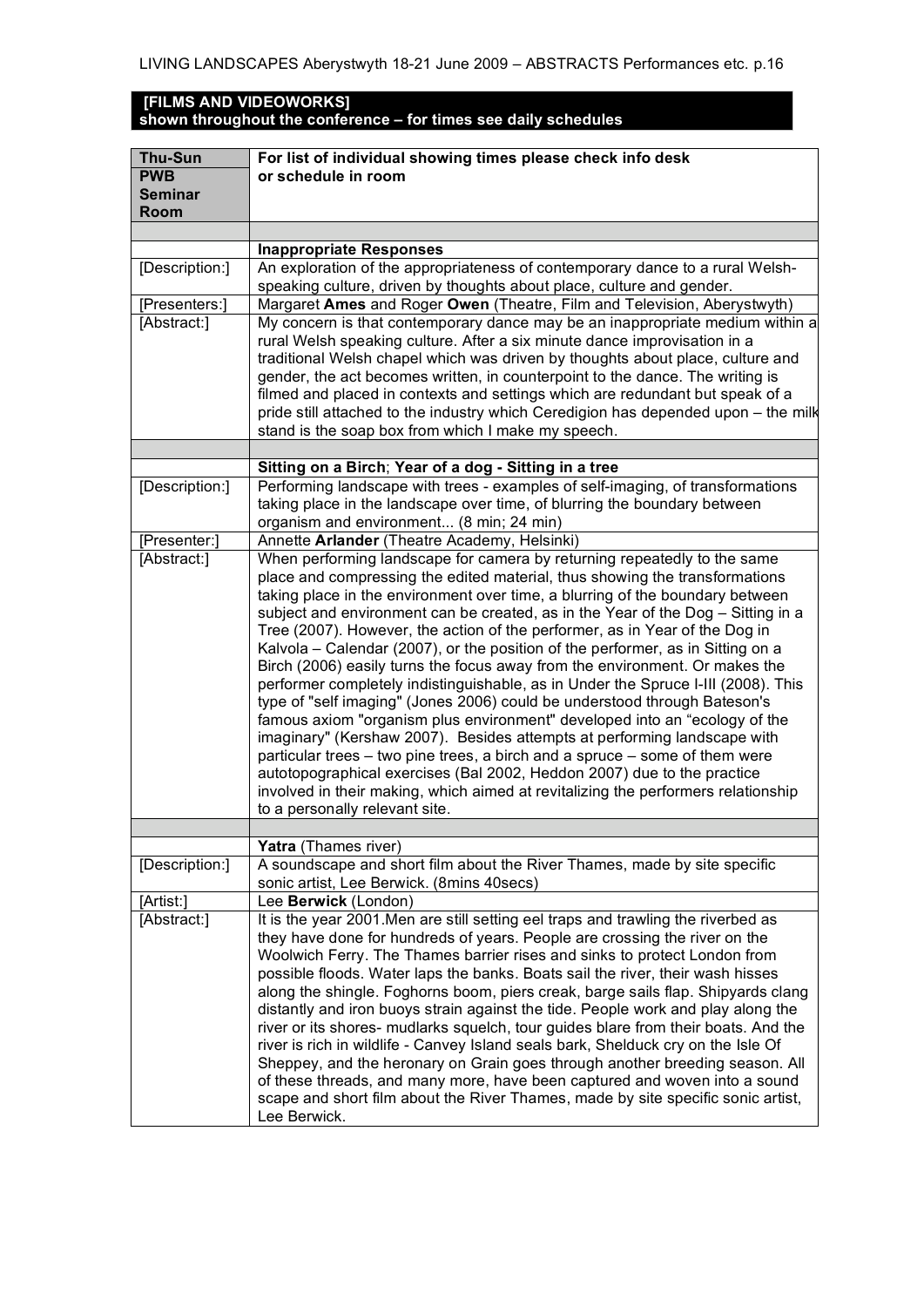**[FILMS AND VIDEOWORKS]**
**shown throughout the conference – for times see daily schedules**

| **Thu-Sun PWB Seminar Room** | **For list of individual showing times please check info desk or schedule in room** |
|---|---|
| | |
| | **Inappropriate Responses** |
| [Description:] | An exploration of the appropriateness of contemporary dance to a rural Welsh-speaking culture, driven by thoughts about place, culture and gender. |
| [Presenters:] | Margaret **Ames** and Roger **Owen** (Theatre, Film and Television, Aberystwyth) |
| [Abstract:] | My concern is that contemporary dance may be an inappropriate medium within a rural Welsh speaking culture. After a six minute dance improvisation in a traditional Welsh chapel which was driven by thoughts about place, culture and gender, the act becomes written, in counterpoint to the dance. The writing is filmed and placed in contexts and settings which are redundant but speak of a pride still attached to the industry which Ceredigion has depended upon – the milk stand is the soap box from which I make my speech. |
| | |
| | **Sitting on a Birch**; **Year of a dog - Sitting in a tree** |
| [Description:] | Performing landscape with trees - examples of self-imaging, of transformations taking place in the landscape over time, of blurring the boundary between organism and environment... (8 min; 24 min) |
| [Presenter:] | Annette **Arlander** (Theatre Academy, Helsinki) |
| [Abstract:] | When performing landscape for camera by returning repeatedly to the same place and compressing the edited material, thus showing the transformations taking place in the environment over time, a blurring of the boundary between subject and environment can be created, as in the Year of the Dog – Sitting in a Tree (2007). However, the action of the performer, as in Year of the Dog in Kalvola – Calendar (2007), or the position of the performer, as in Sitting on a Birch (2006) easily turns the focus away from the environment. Or makes the performer completely indistinguishable, as in Under the Spruce I-III (2008). This type of "self imaging" (Jones 2006) could be understood through Bateson's famous axiom "organism plus environment" developed into an "ecology of the imaginary" (Kershaw 2007). Besides attempts at performing landscape with particular trees – two pine trees, a birch and a spruce – some of them were autotopographical exercises (Bal 2002, Heddon 2007) due to the practice involved in their making, which aimed at revitalizing the performers relationship to a personally relevant site. |
| | |
| | **Yatra** (Thames river) |
| [Description:] | A soundscape and short film about the River Thames, made by site specific sonic artist, Lee Berwick. (8mins 40secs) |
| [Artist:] | Lee **Berwick** (London) |
| [Abstract:] | It is the year 2001.Men are still setting eel traps and trawling the riverbed as they have done for hundreds of years. People are crossing the river on the Woolwich Ferry. The Thames barrier rises and sinks to protect London from possible floods. Water laps the banks. Boats sail the river, their wash hisses along the shingle. Foghorns boom, piers creak, barge sails flap. Shipyards clang distantly and iron buoys strain against the tide. People work and play along the river or its shores- mudlarks squelch, tour guides blare from their boats. And the river is rich in wildlife - Canvey Island seals bark, Shelduck cry on the Isle Of Sheppey, and the heronary on Grain goes through another breeding season. All of these threads, and many more, have been captured and woven into a sound scape and short film about the River Thames, made by site specific sonic artist, Lee Berwick. |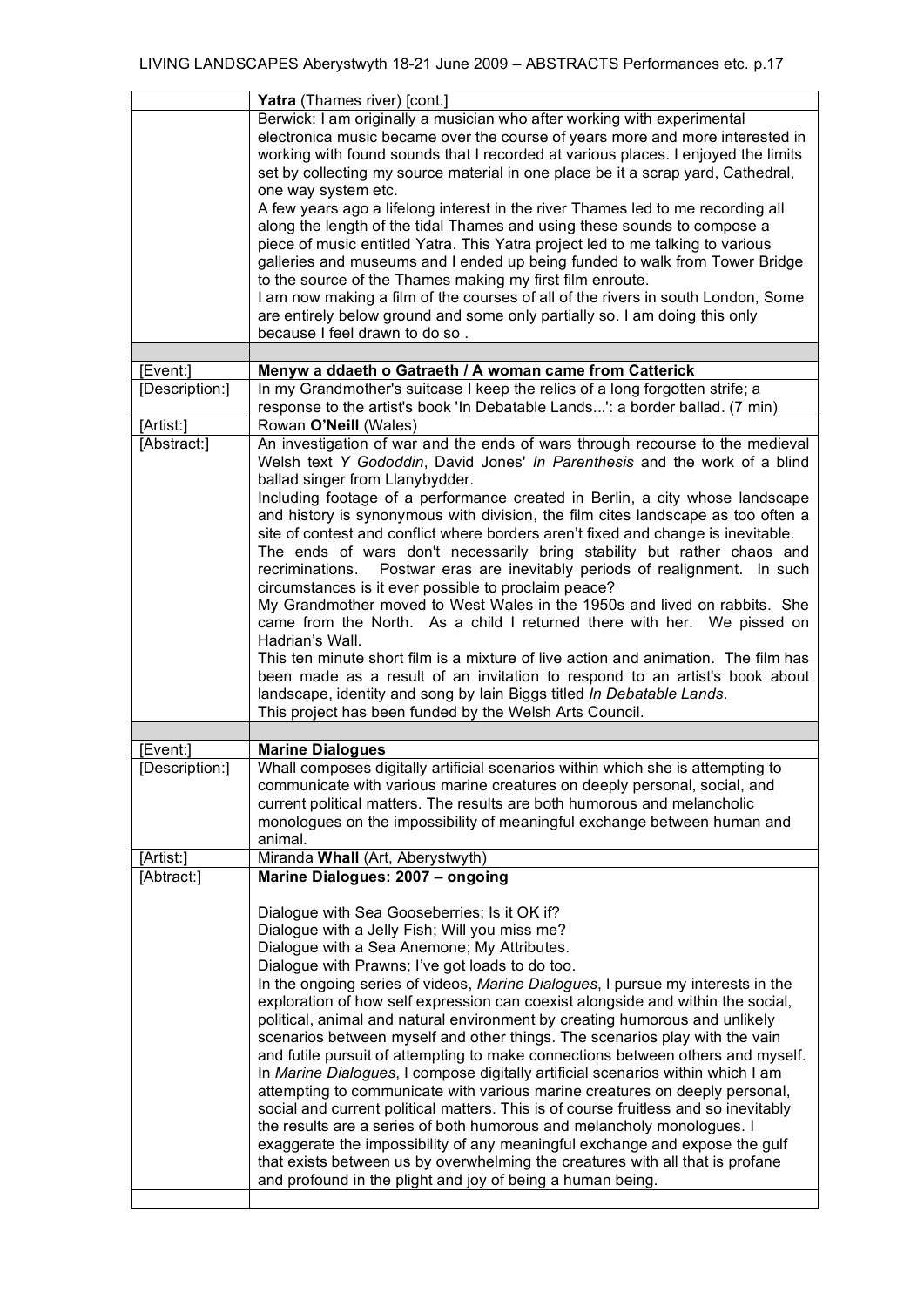| | **Yatra** (Thames river) [cont.] |
|---|---|
| | Berwick: I am originally a musician who after working with experimental electronica music became over the course of years more and more interested in working with found sounds that I recorded at various places. I enjoyed the limits set by collecting my source material in one place be it a scrap yard, Cathedral, one way system etc.<br>A few years ago a lifelong interest in the river Thames led to me recording all along the length of the tidal Thames and using these sounds to compose a piece of music entitled Yatra. This Yatra project led to me talking to various galleries and museums and I ended up being funded to walk from Tower Bridge to the source of the Thames making my first film enroute.<br>I am now making a film of the courses of all of the rivers in south London, Some are entirely below ground and some only partially so. I am doing this only because I feel drawn to do so . |
| | |
| [Event:] | **Menyw a ddaeth o Gatraeth / A woman came from Catterick** |
| [Description:] | In my Grandmother's suitcase I keep the relics of a long forgotten strife; a response to the artist's book 'In Debatable Lands...': a border ballad. (7 min) |
| [Artist:] | Rowan **O'Neill** (Wales) |
| [Abstract:] | An investigation of war and the ends of wars through recourse to the medieval Welsh text *Y Gododdin*, David Jones' *In Parenthesis* and the work of a blind ballad singer from Llanybydder.<br>Including footage of a performance created in Berlin, a city whose landscape and history is synonymous with division, the film cites landscape as too often a site of contest and conflict where borders aren't fixed and change is inevitable.<br>The ends of wars don't necessarily bring stability but rather chaos and recriminations. Postwar eras are inevitably periods of realignment. In such circumstances is it ever possible to proclaim peace?<br>My Grandmother moved to West Wales in the 1950s and lived on rabbits. She came from the North. As a child I returned there with her. We pissed on Hadrian's Wall.<br>This ten minute short film is a mixture of live action and animation. The film has been made as a result of an invitation to respond to an artist's book about landscape, identity and song by Iain Biggs titled *In Debatable Lands*.<br>This project has been funded by the Welsh Arts Council. |
| | |
| [Event:] | **Marine Dialogues** |
| [Description:] | Whall composes digitally artificial scenarios within which she is attempting to communicate with various marine creatures on deeply personal, social, and current political matters. The results are both humorous and melancholic monologues on the impossibility of meaningful exchange between human and animal. |
| [Artist:] | Miranda **Whall** (Art, Aberystwyth) |
| [Abtract:] | **Marine Dialogues: 2007 – ongoing**<br><br>Dialogue with Sea Gooseberries; Is it OK if?<br>Dialogue with a Jelly Fish; Will you miss me?<br>Dialogue with a Sea Anemone; My Attributes.<br>Dialogue with Prawns; I've got loads to do too.<br>In the ongoing series of videos, *Marine Dialogues*, I pursue my interests in the exploration of how self expression can coexist alongside and within the social, political, animal and natural environment by creating humorous and unlikely scenarios between myself and other things. The scenarios play with the vain and futile pursuit of attempting to make connections between others and myself. In *Marine Dialogues*, I compose digitally artificial scenarios within which I am attempting to communicate with various marine creatures on deeply personal, social and current political matters. This is of course fruitless and so inevitably the results are a series of both humorous and melancholy monologues. I exaggerate the impossibility of any meaningful exchange and expose the gulf that exists between us by overwhelming the creatures with all that is profane and profound in the plight and joy of being a human being. |
| | |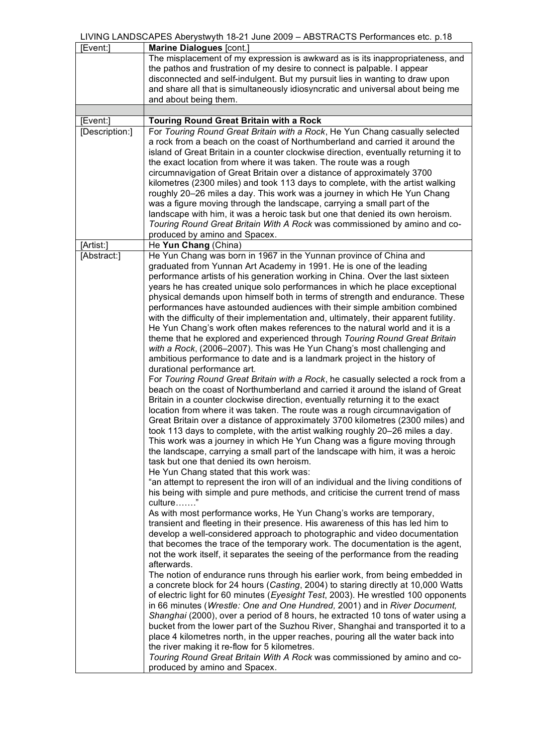| [Event:] | **Marine Dialogues** [cont.] |
|---|---|
| | The misplacement of my expression is awkward as is its inappropriateness, and the pathos and frustration of my desire to connect is palpable. I appear disconnected and self-indulgent. But my pursuit lies in wanting to draw upon and share all that is simultaneously idiosyncratic and universal about being me and about being them. |
| | |
| [Event:] | **Touring Round Great Britain with a Rock** |
| [Description:] | For *Touring Round Great Britain with a Rock*, He Yun Chang casually selected a rock from a beach on the coast of Northumberland and carried it around the island of Great Britain in a counter clockwise direction, eventually returning it to the exact location from where it was taken. The route was a rough circumnavigation of Great Britain over a distance of approximately 3700 kilometres (2300 miles) and took 113 days to complete, with the artist walking roughly 20–26 miles a day. This work was a journey in which He Yun Chang was a figure moving through the landscape, carrying a small part of the landscape with him, it was a heroic task but one that denied its own heroism. *Touring Round Great Britain With A Rock* was commissioned by amino and co-produced by amino and Spacex. |
| [Artist:] | He **Yun Chang** (China) |
| [Abstract:] | He Yun Chang was born in 1967 in the Yunnan province of China and graduated from Yunnan Art Academy in 1991. He is one of the leading performance artists of his generation working in China. Over the last sixteen years he has created unique solo performances in which he place exceptional physical demands upon himself both in terms of strength and endurance. These performances have astounded audiences with their simple ambition combined with the difficulty of their implementation and, ultimately, their apparent futility. He Yun Chang's work often makes references to the natural world and it is a theme that he explored and experienced through *Touring Round Great Britain with a Rock*, (2006–2007). This was He Yun Chang's most challenging and ambitious performance to date and is a landmark project in the history of durational performance art.<br>For *Touring Round Great Britain with a Rock*, he casually selected a rock from a beach on the coast of Northumberland and carried it around the island of Great Britain in a counter clockwise direction, eventually returning it to the exact location from where it was taken. The route was a rough circumnavigation of Great Britain over a distance of approximately 3700 kilometres (2300 miles) and took 113 days to complete, with the artist walking roughly 20–26 miles a day. This work was a journey in which He Yun Chang was a figure moving through the landscape, carrying a small part of the landscape with him, it was a heroic task but one that denied its own heroism.<br>He Yun Chang stated that this work was:<br>"an attempt to represent the iron will of an individual and the living conditions of his being with simple and pure methods, and criticise the current trend of mass culture……."<br>As with most performance works, He Yun Chang's works are temporary, transient and fleeting in their presence. His awareness of this has led him to develop a well-considered approach to photographic and video documentation that becomes the trace of the temporary work. The documentation is the agent, not the work itself, it separates the seeing of the performance from the reading afterwards.<br>The notion of endurance runs through his earlier work, from being embedded in a concrete block for 24 hours (*Casting*, 2004) to staring directly at 10,000 Watts of electric light for 60 minutes (*Eyesight Test*, 2003). He wrestled 100 opponents in 66 minutes (*Wrestle: One and One Hundred,* 2001) and in *River Document, Shanghai* (2000), over a period of 8 hours, he extracted 10 tons of water using a bucket from the lower part of the Suzhou River, Shanghai and transported it to a place 4 kilometres north, in the upper reaches, pouring all the water back into the river making it re-flow for 5 kilometres.<br>*Touring Round Great Britain With A Rock* was commissioned by amino and co-produced by amino and Spacex. |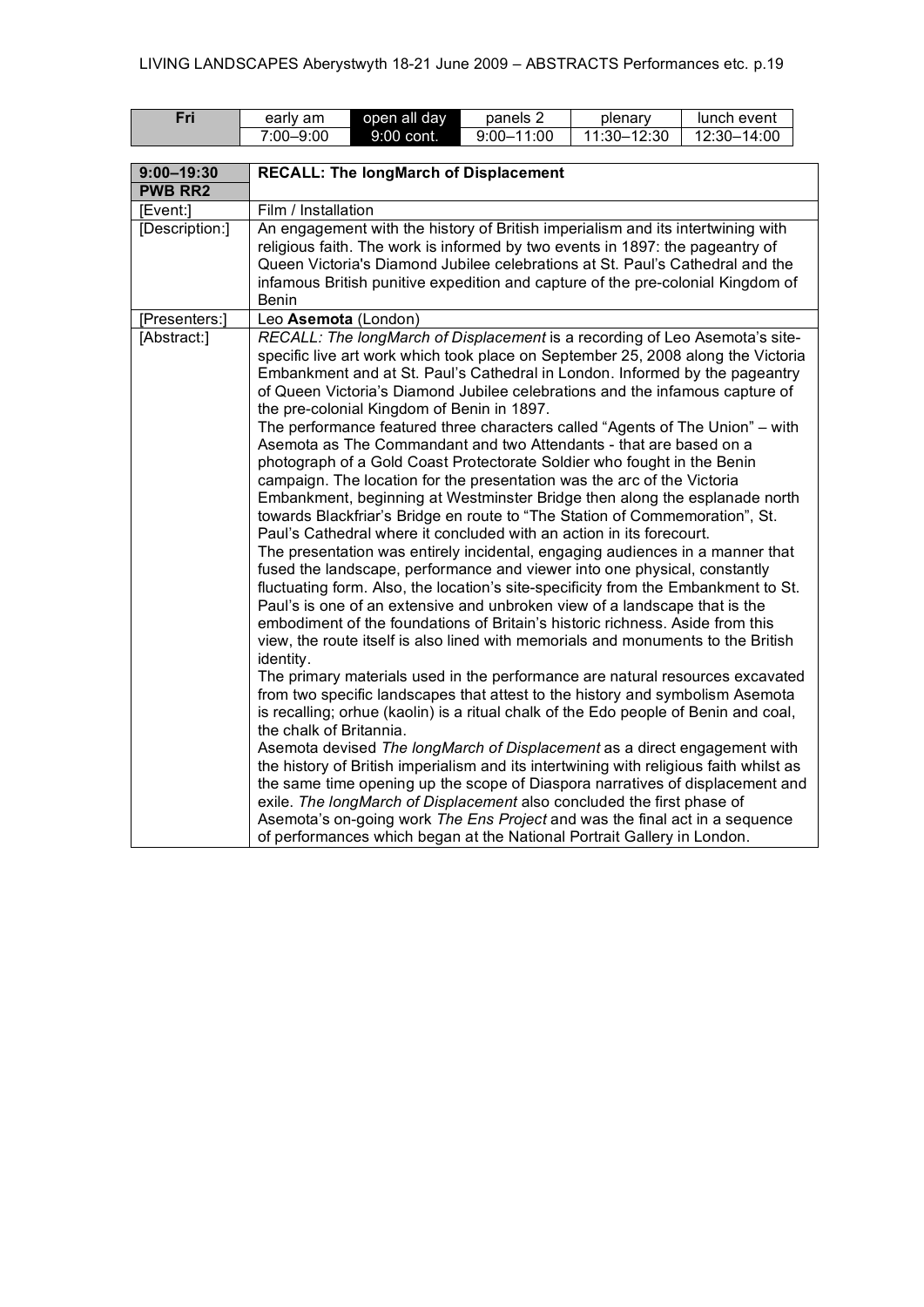| Fri | early am | open all day | panels 2 | plenary | lunch event |
|---|---|---|---|---|---|
| | 7:00–9:00 | 9:00 cont. | 9:00–11:00 | 11:30–12:30 | 12:30–14:00 |

| **9:00–19:30 PWB RR2** | **RECALL: The longMarch of Displacement** |
|---|---|
| [Event:] | Film / Installation |
| [Description:] | An engagement with the history of British imperialism and its intertwining with religious faith. The work is informed by two events in 1897: the pageantry of Queen Victoria's Diamond Jubilee celebrations at St. Paul's Cathedral and the infamous British punitive expedition and capture of the pre-colonial Kingdom of Benin |
| [Presenters:] | Leo **Asemota** (London) |
| [Abstract:] | *RECALL: The longMarch of Displacement* is a recording of Leo Asemota's site-specific live art work which took place on September 25, 2008 along the Victoria Embankment and at St. Paul's Cathedral in London. Informed by the pageantry of Queen Victoria's Diamond Jubilee celebrations and the infamous capture of the pre-colonial Kingdom of Benin in 1897.<br>The performance featured three characters called "Agents of The Union" – with Asemota as The Commandant and two Attendants - that are based on a photograph of a Gold Coast Protectorate Soldier who fought in the Benin campaign. The location for the presentation was the arc of the Victoria Embankment, beginning at Westminster Bridge then along the esplanade north towards Blackfriar's Bridge en route to "The Station of Commemoration", St. Paul's Cathedral where it concluded with an action in its forecourt.<br>The presentation was entirely incidental, engaging audiences in a manner that fused the landscape, performance and viewer into one physical, constantly fluctuating form. Also, the location's site-specificity from the Embankment to St. Paul's is one of an extensive and unbroken view of a landscape that is the embodiment of the foundations of Britain's historic richness. Aside from this view, the route itself is also lined with memorials and monuments to the British identity.<br>The primary materials used in the performance are natural resources excavated from two specific landscapes that attest to the history and symbolism Asemota is recalling; orhue (kaolin) is a ritual chalk of the Edo people of Benin and coal, the chalk of Britannia.<br>Asemota devised *The longMarch of Displacement* as a direct engagement with the history of British imperialism and its intertwining with religious faith whilst as the same time opening up the scope of Diaspora narratives of displacement and exile. *The longMarch of Displacement* also concluded the first phase of Asemota's on-going work *The Ens Project* and was the final act in a sequence of performances which began at the National Portrait Gallery in London. |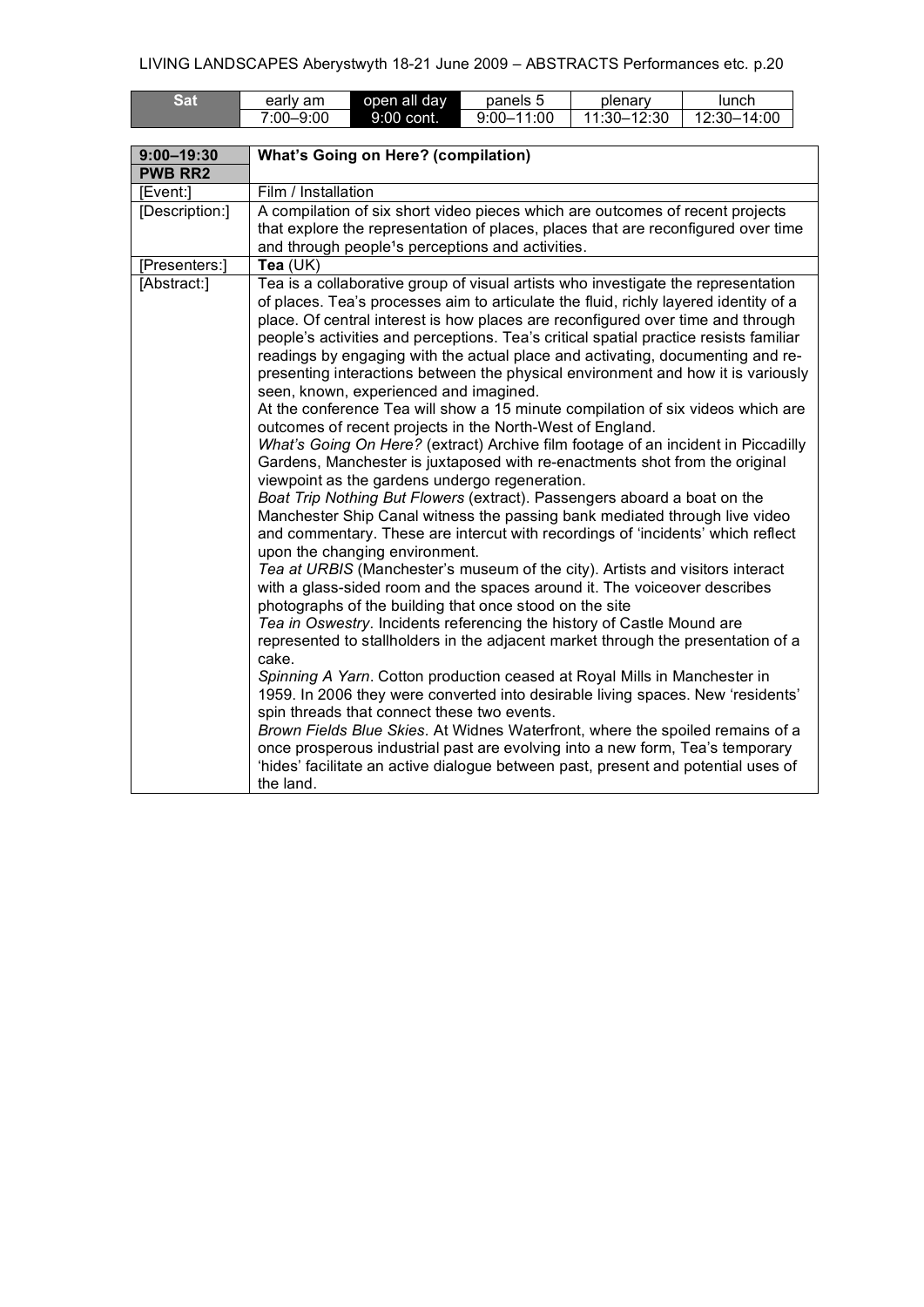| Sat | early am | open all day | panels 5 | plenary | lunch |
|---|---|---|---|---|---|
| | 7:00–9:00 | 9:00 cont. | 9:00–11:00 | 11:30–12:30 | 12:30–14:00 |

| **9:00–19:30 PWB RR2** | **What's Going on Here? (compilation)** |
|---|---|
| [Event:] | Film / Installation |
| [Description:] | A compilation of six short video pieces which are outcomes of recent projects that explore the representation of places, places that are reconfigured over time and through people¹s perceptions and activities. |
| [Presenters:] | **Tea** (UK) |
| [Abstract:] | Tea is a collaborative group of visual artists who investigate the representation of places. Tea's processes aim to articulate the fluid, richly layered identity of a place. Of central interest is how places are reconfigured over time and through people's activities and perceptions. Tea's critical spatial practice resists familiar readings by engaging with the actual place and activating, documenting and re-presenting interactions between the physical environment and how it is variously seen, known, experienced and imagined.<br>At the conference Tea will show a 15 minute compilation of six videos which are outcomes of recent projects in the North-West of England.<br>*What's Going On Here?* (extract) Archive film footage of an incident in Piccadilly Gardens, Manchester is juxtaposed with re-enactments shot from the original viewpoint as the gardens undergo regeneration.<br>*Boat Trip Nothing But Flowers* (extract). Passengers aboard a boat on the Manchester Ship Canal witness the passing bank mediated through live video and commentary. These are intercut with recordings of 'incidents' which reflect upon the changing environment.<br>*Tea at URBIS* (Manchester's museum of the city). Artists and visitors interact with a glass-sided room and the spaces around it. The voiceover describes photographs of the building that once stood on the site<br>*Tea in Oswestry*. Incidents referencing the history of Castle Mound are represented to stallholders in the adjacent market through the presentation of a cake.<br>*Spinning A Yarn*. Cotton production ceased at Royal Mills in Manchester in 1959. In 2006 they were converted into desirable living spaces. New 'residents' spin threads that connect these two events.<br>*Brown Fields Blue Skies*. At Widnes Waterfront, where the spoiled remains of a once prosperous industrial past are evolving into a new form, Tea's temporary 'hides' facilitate an active dialogue between past, present and potential uses of the land. |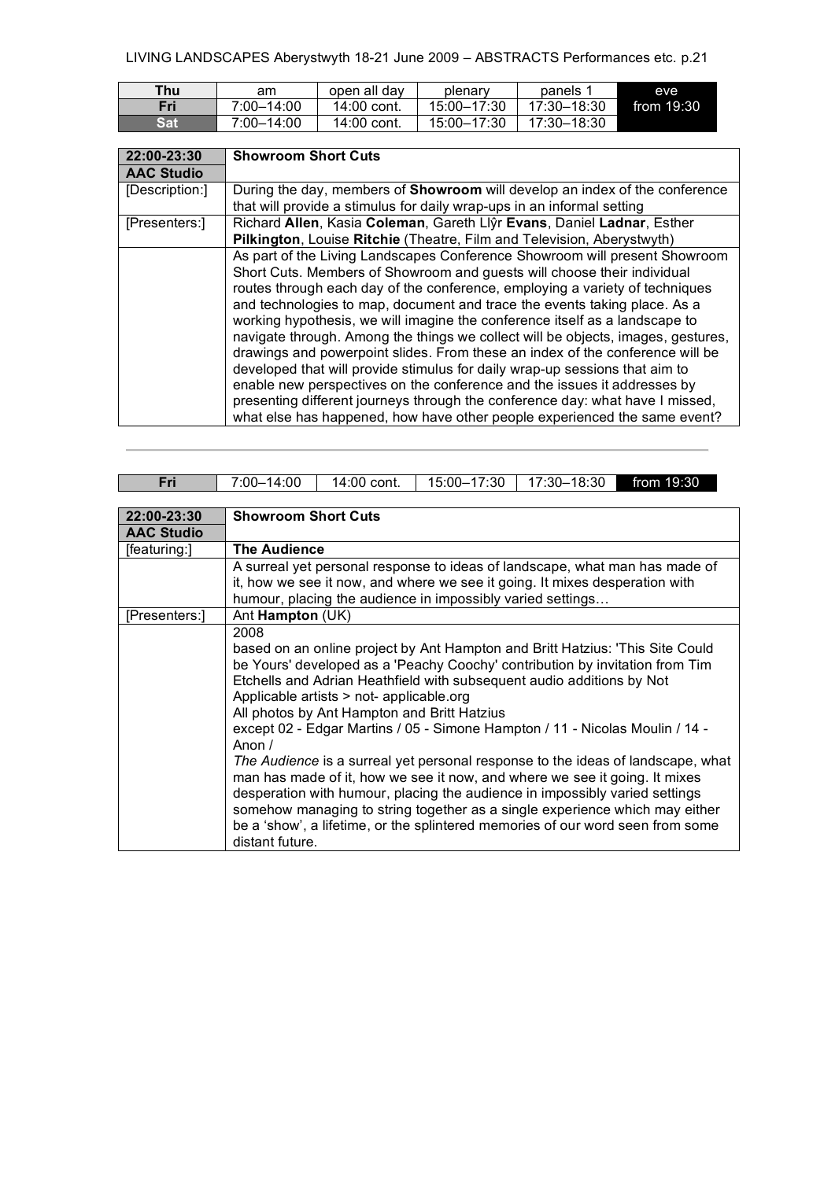| Thu | am | open all day | plenary | panels 1 | eve |
|---|---|---|---|---|---|
| Fri | 7:00–14:00 | 14:00 cont. | 15:00–17:30 | 17:30–18:30 | from 19:30 |
| Sat | 7:00–14:00 | 14:00 cont. | 15:00–17:30 | 17:30–18:30 | |

| | |
|---|---|
| **22:00-23:30** | **Showroom Short Cuts** |
| **AAC Studio** | |
| [Description:] | During the day, members of **Showroom** will develop an index of the conference that will provide a stimulus for daily wrap-ups in an informal setting |
| [Presenters:] | Richard **Allen**, Kasia **Coleman**, Gareth Llŷr **Evans**, Daniel **Ladnar**, Esther **Pilkington**, Louise **Ritchie** (Theatre, Film and Television, Aberystwyth) |
| | As part of the Living Landscapes Conference Showroom will present Showroom Short Cuts. Members of Showroom and guests will choose their individual routes through each day of the conference, employing a variety of techniques and technologies to map, document and trace the events taking place. As a working hypothesis, we will imagine the conference itself as a landscape to navigate through. Among the things we collect will be objects, images, gestures, drawings and powerpoint slides. From these an index of the conference will be developed that will provide stimulus for daily wrap-up sessions that aim to enable new perspectives on the conference and the issues it addresses by presenting different journeys through the conference day: what have I missed, what else has happened, how have other people experienced the same event? |

---

| Fri | 7:00–14:00 | 14:00 cont. | 15:00–17:30 | 17:30–18:30 | from 19:30 |
|---|---|---|---|---|---|

| | |
|---|---|
| **22:00-23:30** | **Showroom Short Cuts** |
| **AAC Studio** | |
| [featuring:] | **The Audience** |
| | A surreal yet personal response to ideas of landscape, what man has made of it, how we see it now, and where we see it going. It mixes desperation with humour, placing the audience in impossibly varied settings… |
| [Presenters:] | Ant **Hampton** (UK) |
| | 2008<br>based on an online project by Ant Hampton and Britt Hatzius: 'This Site Could be Yours' developed as a 'Peachy Coochy' contribution by invitation from Tim Etchells and Adrian Heathfield with subsequent audio additions by Not Applicable artists > not- applicable.org<br>All photos by Ant Hampton and Britt Hatzius<br>except 02 - Edgar Martins / 05 - Simone Hampton / 11 - Nicolas Moulin / 14 - Anon /<br>*The Audience* is a surreal yet personal response to the ideas of landscape, what man has made of it, how we see it now, and where we see it going. It mixes desperation with humour, placing the audience in impossibly varied settings somehow managing to string together as a single experience which may either be a 'show', a lifetime, or the splintered memories of our word seen from some distant future. |